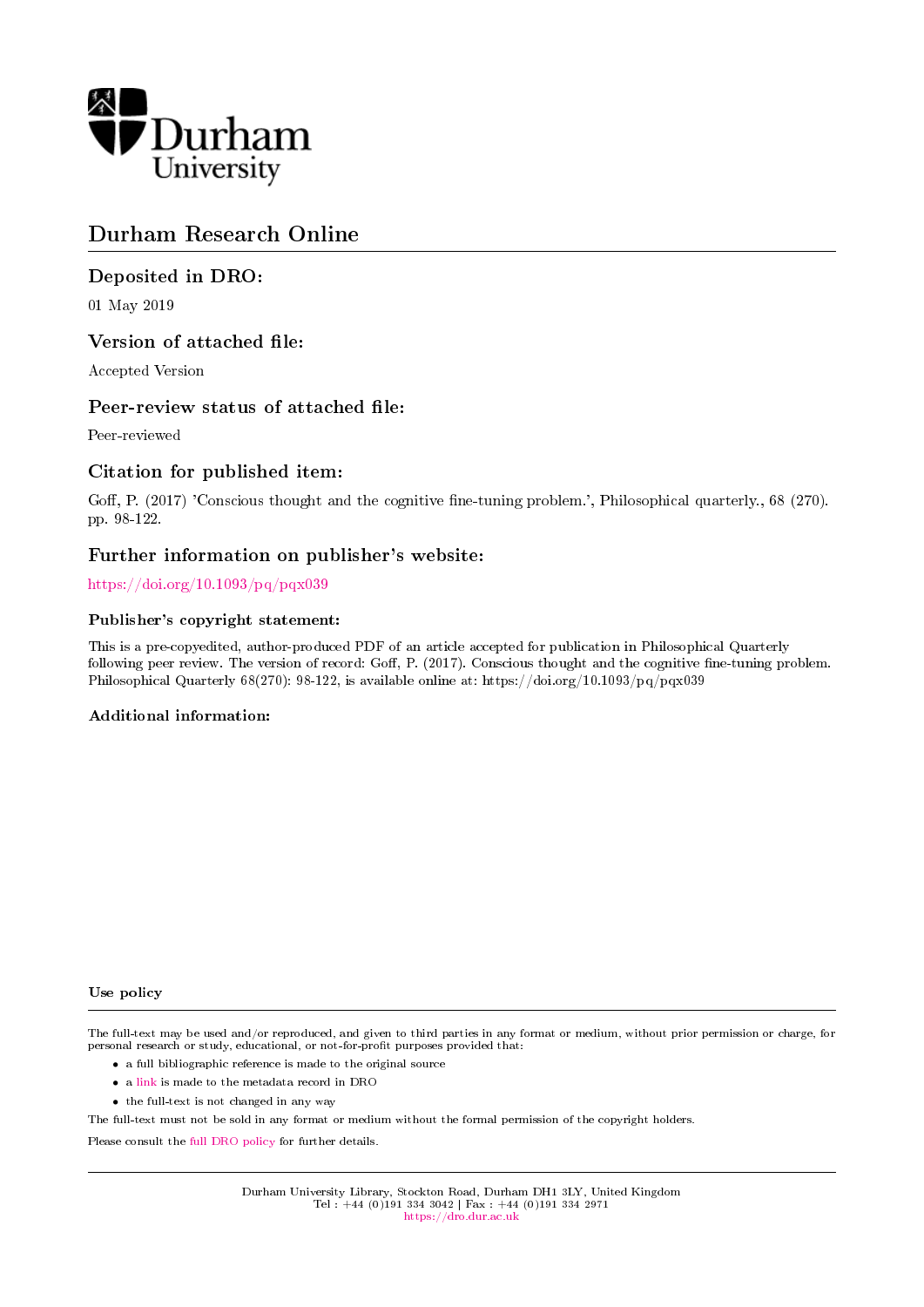Durham University

# Durham Research Online

## Deposited in DRO:

01 May 2019

## Version of attached file:

Accepted Version

## Peer-review status of attached file:

Peer-reviewed

## Citation for published item:

Goff, P. (2017) 'Conscious thought and the cognitive fine-tuning problem.', Philosophical quarterly., 68 (270). pp. 98-122.

## Further information on publisher's website:

https://doi.org/10.1093/pq/pqx039

### Publisher's copyright statement:

This is a pre-copyedited, author-produced PDF of an article accepted for publication in Philosophical Quarterly following peer review. The version of record: Goff, P. (2017). Conscious thought and the cognitive fine-tuning problem. Philosophical Quarterly 68(270): 98-122, is available online at: https://doi.org/10.1093/pq/pqx039

### Additional information:

### Use policy

The full-text may be used and/or reproduced, and given to third parties in any format or medium, without prior permission or charge, for personal research or study, educational, or not-for-profit purposes provided that:

- a full bibliographic reference is made to the original source
- a link is made to the metadata record in DRO
- the full-text is not changed in any way

The full-text must not be sold in any format or medium without the formal permission of the copyright holders.

Please consult the full DRO policy for further details.

Durham University Library, Stockton Road, Durham DH1 3LY, United Kingdom
Tel : +44 (0)191 334 3042 | Fax : +44 (0)191 334 2971
https://dro.dur.ac.uk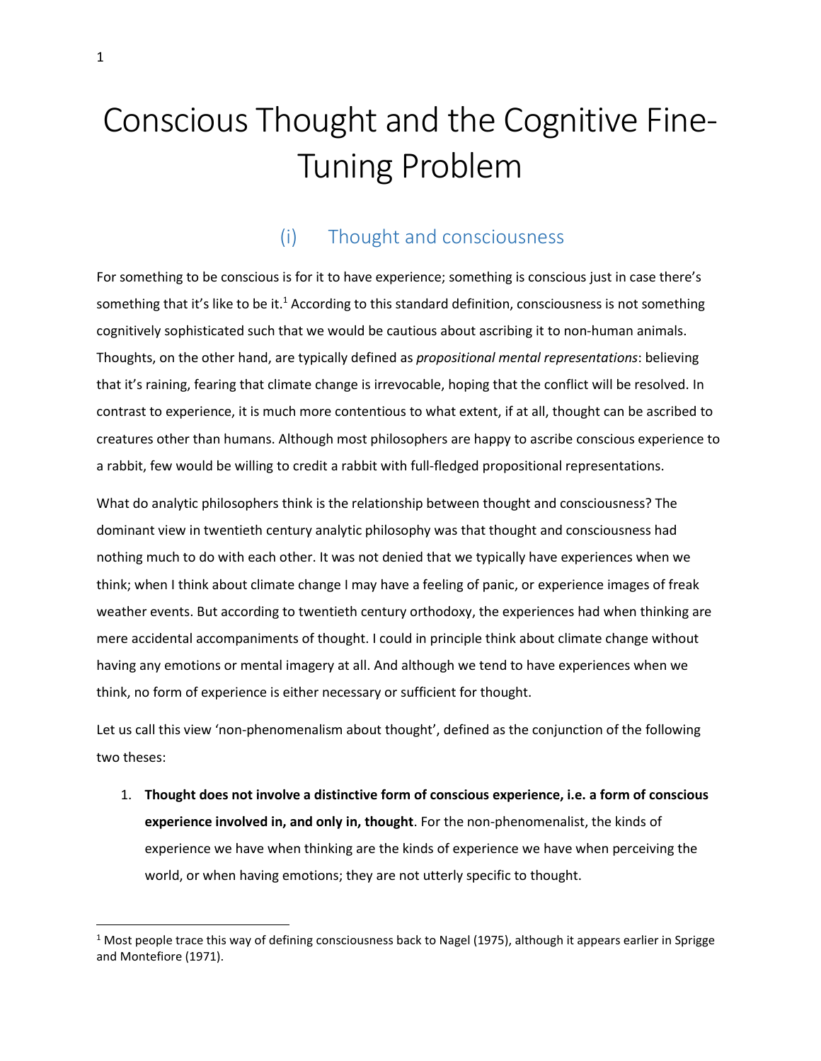# Conscious Thought and the Cognitive Fine-Tuning Problem

## (i) Thought and consciousness

For something to be conscious is for it to have experience; something is conscious just in case there's something that it's like to be it.[1] According to this standard definition, consciousness is not something cognitively sophisticated such that we would be cautious about ascribing it to non-human animals. Thoughts, on the other hand, are typically defined as *propositional mental representations*: believing that it's raining, fearing that climate change is irrevocable, hoping that the conflict will be resolved. In contrast to experience, it is much more contentious to what extent, if at all, thought can be ascribed to creatures other than humans. Although most philosophers are happy to ascribe conscious experience to a rabbit, few would be willing to credit a rabbit with full-fledged propositional representations.

What do analytic philosophers think is the relationship between thought and consciousness? The dominant view in twentieth century analytic philosophy was that thought and consciousness had nothing much to do with each other. It was not denied that we typically have experiences when we think; when I think about climate change I may have a feeling of panic, or experience images of freak weather events. But according to twentieth century orthodoxy, the experiences had when thinking are mere accidental accompaniments of thought. I could in principle think about climate change without having any emotions or mental imagery at all. And although we tend to have experiences when we think, no form of experience is either necessary or sufficient for thought.

Let us call this view 'non-phenomenalism about thought', defined as the conjunction of the following two theses:

1. **Thought does not involve a distinctive form of conscious experience, i.e. a form of conscious experience involved in, and only in, thought**. For the non-phenomenalist, the kinds of experience we have when thinking are the kinds of experience we have when perceiving the world, or when having emotions; they are not utterly specific to thought.

[1] Most people trace this way of defining consciousness back to Nagel (1975), although it appears earlier in Sprigge and Montefiore (1971).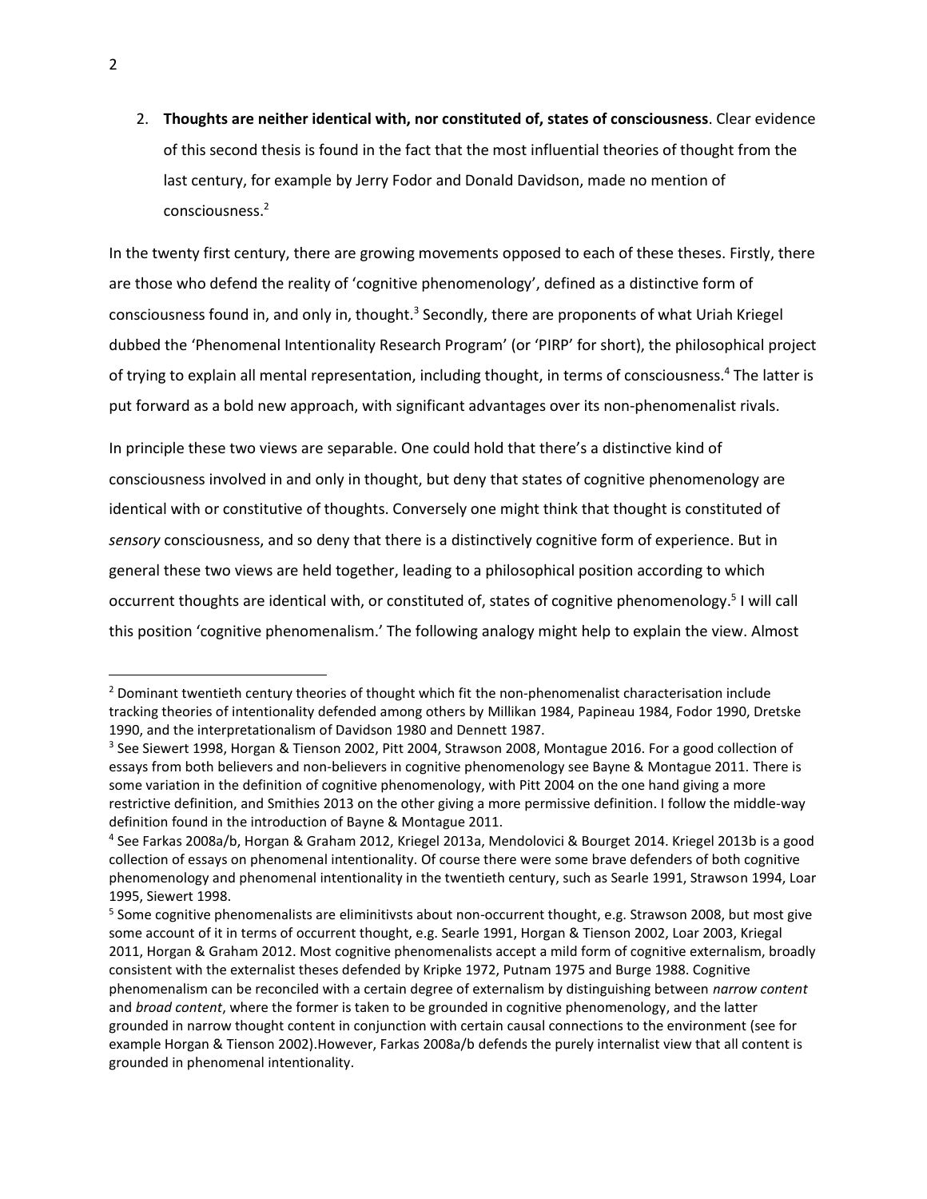2. **Thoughts are neither identical with, nor constituted of, states of consciousness**. Clear evidence of this second thesis is found in the fact that the most influential theories of thought from the last century, for example by Jerry Fodor and Donald Davidson, made no mention of consciousness.[2]

In the twenty first century, there are growing movements opposed to each of these theses. Firstly, there are those who defend the reality of 'cognitive phenomenology', defined as a distinctive form of consciousness found in, and only in, thought.[3] Secondly, there are proponents of what Uriah Kriegel dubbed the 'Phenomenal Intentionality Research Program' (or 'PIRP' for short), the philosophical project of trying to explain all mental representation, including thought, in terms of consciousness.[4] The latter is put forward as a bold new approach, with significant advantages over its non-phenomenalist rivals.

In principle these two views are separable. One could hold that there's a distinctive kind of consciousness involved in and only in thought, but deny that states of cognitive phenomenology are identical with or constitutive of thoughts. Conversely one might think that thought is constituted of *sensory* consciousness, and so deny that there is a distinctively cognitive form of experience. But in general these two views are held together, leading to a philosophical position according to which occurrent thoughts are identical with, or constituted of, states of cognitive phenomenology.[5] I will call this position 'cognitive phenomenalism.' The following analogy might help to explain the view. Almost

---

[2] Dominant twentieth century theories of thought which fit the non-phenomenalist characterisation include tracking theories of intentionality defended among others by Millikan 1984, Papineau 1984, Fodor 1990, Dretske 1990, and the interpretationalism of Davidson 1980 and Dennett 1987.

[3] See Siewert 1998, Horgan & Tienson 2002, Pitt 2004, Strawson 2008, Montague 2016. For a good collection of essays from both believers and non-believers in cognitive phenomenology see Bayne & Montague 2011. There is some variation in the definition of cognitive phenomenology, with Pitt 2004 on the one hand giving a more restrictive definition, and Smithies 2013 on the other giving a more permissive definition. I follow the middle-way definition found in the introduction of Bayne & Montague 2011.

[4] See Farkas 2008a/b, Horgan & Graham 2012, Kriegel 2013a, Mendolovici & Bourget 2014. Kriegel 2013b is a good collection of essays on phenomenal intentionality. Of course there were some brave defenders of both cognitive phenomenology and phenomenal intentionality in the twentieth century, such as Searle 1991, Strawson 1994, Loar 1995, Siewert 1998.

[5] Some cognitive phenomenalists are eliminitivsts about non-occurrent thought, e.g. Strawson 2008, but most give some account of it in terms of occurrent thought, e.g. Searle 1991, Horgan & Tienson 2002, Loar 2003, Kriegal 2011, Horgan & Graham 2012. Most cognitive phenomenalists accept a mild form of cognitive externalism, broadly consistent with the externalist theses defended by Kripke 1972, Putnam 1975 and Burge 1988. Cognitive phenomenalism can be reconciled with a certain degree of externalism by distinguishing between *narrow content* and *broad content*, where the former is taken to be grounded in cognitive phenomenology, and the latter grounded in narrow thought content in conjunction with certain causal connections to the environment (see for example Horgan & Tienson 2002).However, Farkas 2008a/b defends the purely internalist view that all content is grounded in phenomenal intentionality.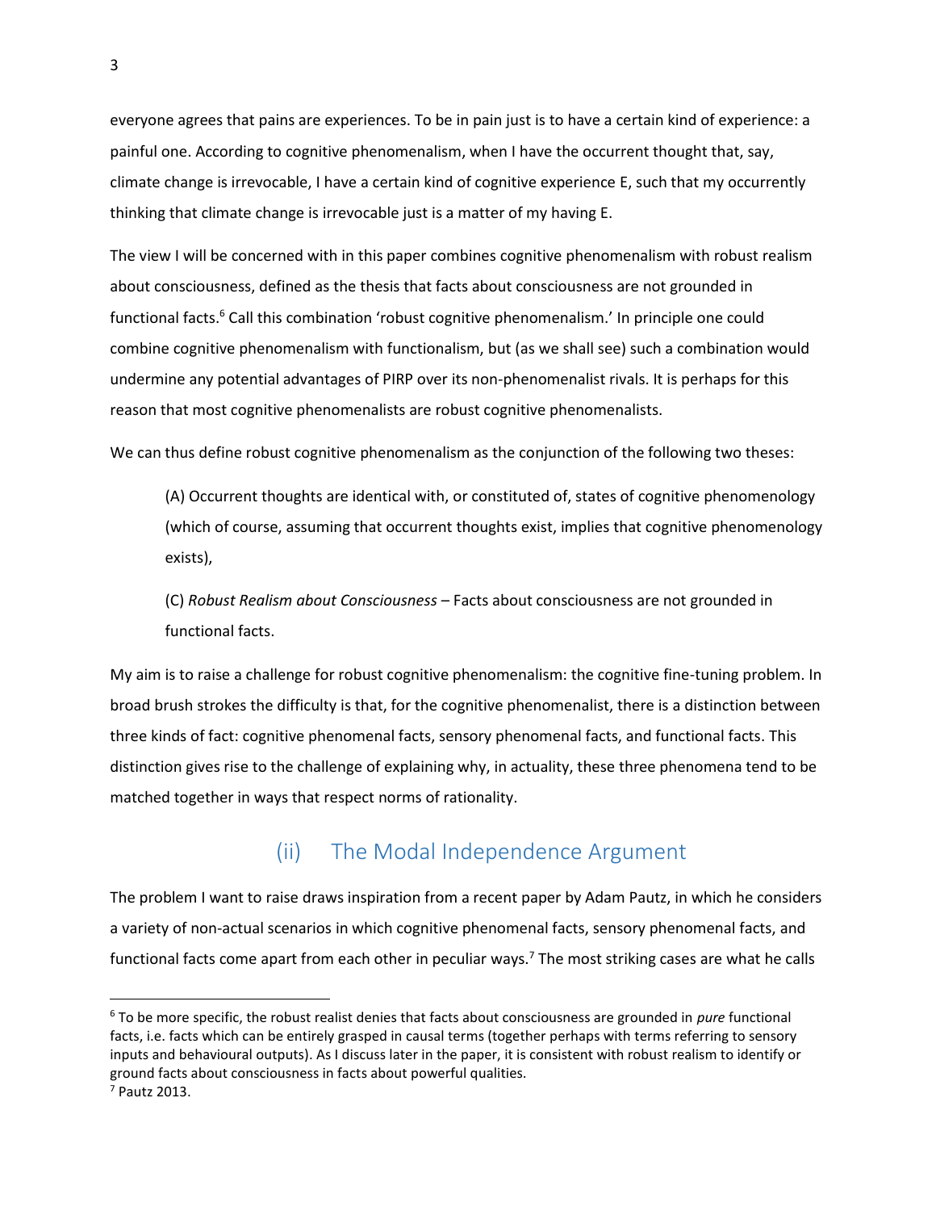everyone agrees that pains are experiences. To be in pain just is to have a certain kind of experience: a painful one. According to cognitive phenomenalism, when I have the occurrent thought that, say, climate change is irrevocable, I have a certain kind of cognitive experience E, such that my occurrently thinking that climate change is irrevocable just is a matter of my having E.

The view I will be concerned with in this paper combines cognitive phenomenalism with robust realism about consciousness, defined as the thesis that facts about consciousness are not grounded in functional facts.[6] Call this combination 'robust cognitive phenomenalism.' In principle one could combine cognitive phenomenalism with functionalism, but (as we shall see) such a combination would undermine any potential advantages of PIRP over its non-phenomenalist rivals. It is perhaps for this reason that most cognitive phenomenalists are robust cognitive phenomenalists.

We can thus define robust cognitive phenomenalism as the conjunction of the following two theses:

> (A) Occurrent thoughts are identical with, or constituted of, states of cognitive phenomenology (which of course, assuming that occurrent thoughts exist, implies that cognitive phenomenology exists),
>
> (C) *Robust Realism about Consciousness* – Facts about consciousness are not grounded in functional facts.

My aim is to raise a challenge for robust cognitive phenomenalism: the cognitive fine-tuning problem. In broad brush strokes the difficulty is that, for the cognitive phenomenalist, there is a distinction between three kinds of fact: cognitive phenomenal facts, sensory phenomenal facts, and functional facts. This distinction gives rise to the challenge of explaining why, in actuality, these three phenomena tend to be matched together in ways that respect norms of rationality.

## (ii) The Modal Independence Argument

The problem I want to raise draws inspiration from a recent paper by Adam Pautz, in which he considers a variety of non-actual scenarios in which cognitive phenomenal facts, sensory phenomenal facts, and functional facts come apart from each other in peculiar ways.[7] The most striking cases are what he calls

---

[6] To be more specific, the robust realist denies that facts about consciousness are grounded in *pure* functional facts, i.e. facts which can be entirely grasped in causal terms (together perhaps with terms referring to sensory inputs and behavioural outputs). As I discuss later in the paper, it is consistent with robust realism to identify or ground facts about consciousness in facts about powerful qualities.

[7] Pautz 2013.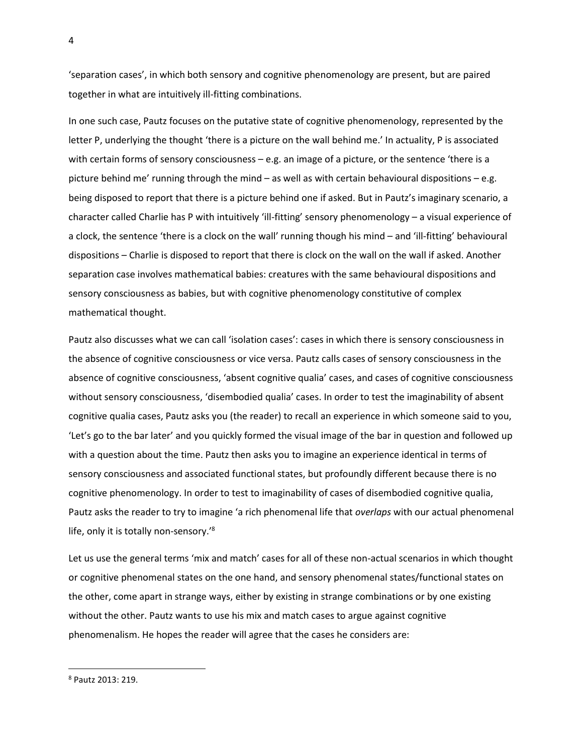'separation cases', in which both sensory and cognitive phenomenology are present, but are paired together in what are intuitively ill-fitting combinations.

In one such case, Pautz focuses on the putative state of cognitive phenomenology, represented by the letter P, underlying the thought 'there is a picture on the wall behind me.' In actuality, P is associated with certain forms of sensory consciousness – e.g. an image of a picture, or the sentence 'there is a picture behind me' running through the mind – as well as with certain behavioural dispositions – e.g. being disposed to report that there is a picture behind one if asked. But in Pautz's imaginary scenario, a character called Charlie has P with intuitively 'ill-fitting' sensory phenomenology – a visual experience of a clock, the sentence 'there is a clock on the wall' running though his mind – and 'ill-fitting' behavioural dispositions – Charlie is disposed to report that there is clock on the wall on the wall if asked. Another separation case involves mathematical babies: creatures with the same behavioural dispositions and sensory consciousness as babies, but with cognitive phenomenology constitutive of complex mathematical thought.

Pautz also discusses what we can call 'isolation cases': cases in which there is sensory consciousness in the absence of cognitive consciousness or vice versa. Pautz calls cases of sensory consciousness in the absence of cognitive consciousness, 'absent cognitive qualia' cases, and cases of cognitive consciousness without sensory consciousness, 'disembodied qualia' cases. In order to test the imaginability of absent cognitive qualia cases, Pautz asks you (the reader) to recall an experience in which someone said to you, 'Let's go to the bar later' and you quickly formed the visual image of the bar in question and followed up with a question about the time. Pautz then asks you to imagine an experience identical in terms of sensory consciousness and associated functional states, but profoundly different because there is no cognitive phenomenology. In order to test to imaginability of cases of disembodied cognitive qualia, Pautz asks the reader to try to imagine 'a rich phenomenal life that *overlaps* with our actual phenomenal life, only it is totally non-sensory.'[8]

Let us use the general terms 'mix and match' cases for all of these non-actual scenarios in which thought or cognitive phenomenal states on the one hand, and sensory phenomenal states/functional states on the other, come apart in strange ways, either by existing in strange combinations or by one existing without the other. Pautz wants to use his mix and match cases to argue against cognitive phenomenalism. He hopes the reader will agree that the cases he considers are:

[8] Pautz 2013: 219.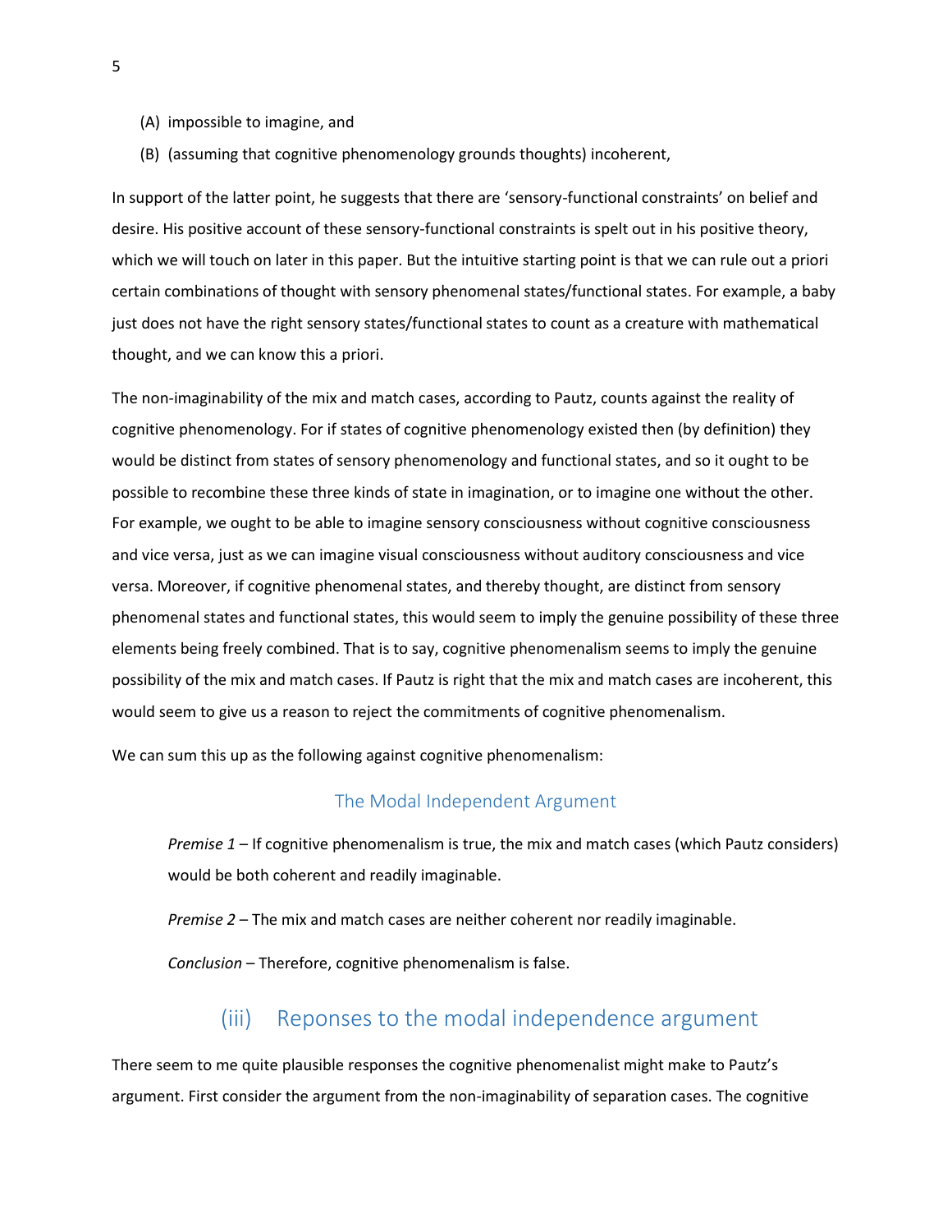(A) impossible to imagine, and

(B) (assuming that cognitive phenomenology grounds thoughts) incoherent,

In support of the latter point, he suggests that there are 'sensory-functional constraints' on belief and desire. His positive account of these sensory-functional constraints is spelt out in his positive theory, which we will touch on later in this paper. But the intuitive starting point is that we can rule out a priori certain combinations of thought with sensory phenomenal states/functional states. For example, a baby just does not have the right sensory states/functional states to count as a creature with mathematical thought, and we can know this a priori.

The non-imaginability of the mix and match cases, according to Pautz, counts against the reality of cognitive phenomenology. For if states of cognitive phenomenology existed then (by definition) they would be distinct from states of sensory phenomenology and functional states, and so it ought to be possible to recombine these three kinds of state in imagination, or to imagine one without the other. For example, we ought to be able to imagine sensory consciousness without cognitive consciousness and vice versa, just as we can imagine visual consciousness without auditory consciousness and vice versa. Moreover, if cognitive phenomenal states, and thereby thought, are distinct from sensory phenomenal states and functional states, this would seem to imply the genuine possibility of these three elements being freely combined. That is to say, cognitive phenomenalism seems to imply the genuine possibility of the mix and match cases. If Pautz is right that the mix and match cases are incoherent, this would seem to give us a reason to reject the commitments of cognitive phenomenalism.

We can sum this up as the following against cognitive phenomenalism:

### The Modal Independent Argument

*Premise 1* – If cognitive phenomenalism is true, the mix and match cases (which Pautz considers) would be both coherent and readily imaginable.

*Premise 2* – The mix and match cases are neither coherent nor readily imaginable.

*Conclusion* – Therefore, cognitive phenomenalism is false.

## (iii) Reponses to the modal independence argument

There seem to me quite plausible responses the cognitive phenomenalist might make to Pautz's argument. First consider the argument from the non-imaginability of separation cases. The cognitive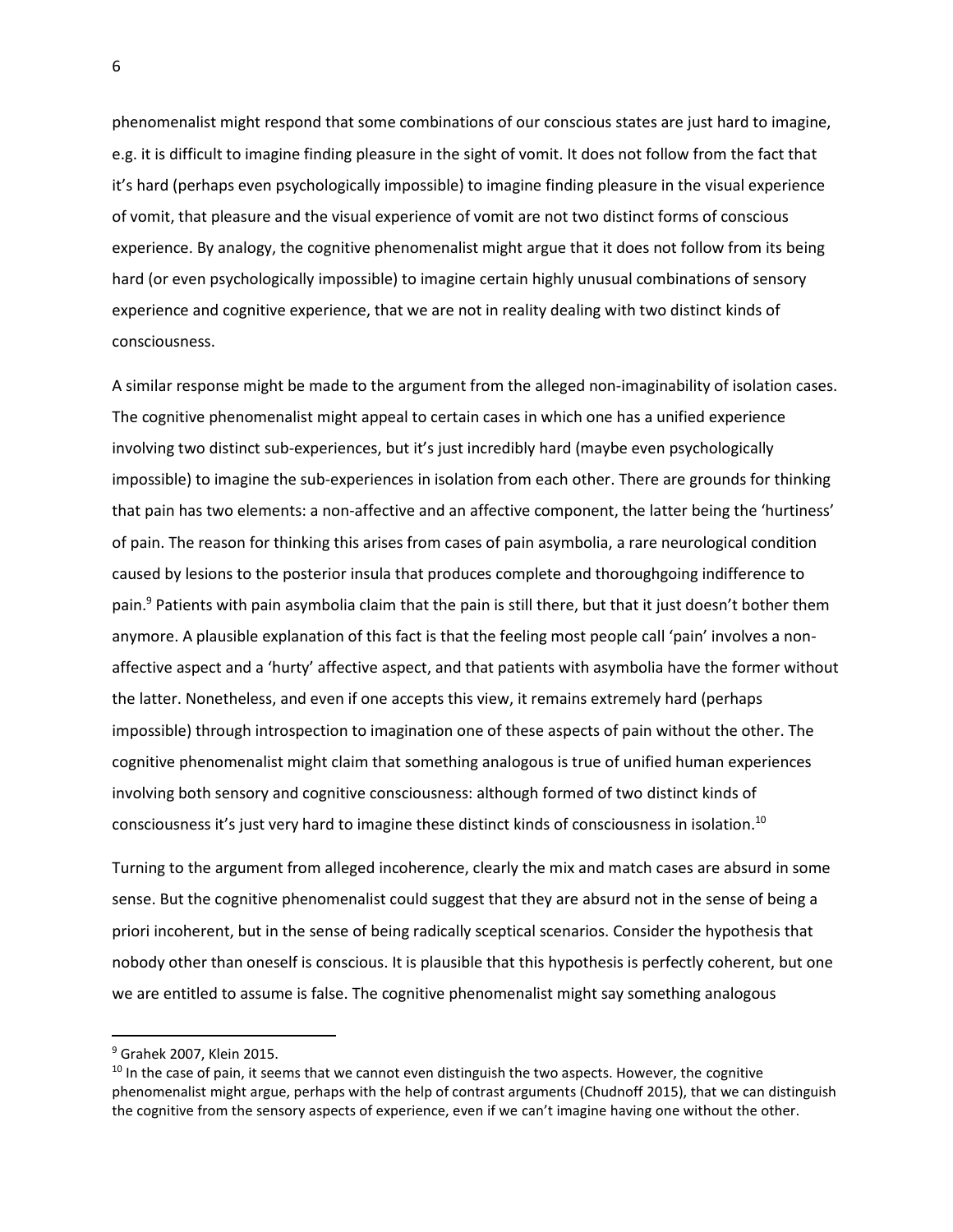phenomenalist might respond that some combinations of our conscious states are just hard to imagine, e.g. it is difficult to imagine finding pleasure in the sight of vomit. It does not follow from the fact that it's hard (perhaps even psychologically impossible) to imagine finding pleasure in the visual experience of vomit, that pleasure and the visual experience of vomit are not two distinct forms of conscious experience. By analogy, the cognitive phenomenalist might argue that it does not follow from its being hard (or even psychologically impossible) to imagine certain highly unusual combinations of sensory experience and cognitive experience, that we are not in reality dealing with two distinct kinds of consciousness.

A similar response might be made to the argument from the alleged non-imaginability of isolation cases. The cognitive phenomenalist might appeal to certain cases in which one has a unified experience involving two distinct sub-experiences, but it's just incredibly hard (maybe even psychologically impossible) to imagine the sub-experiences in isolation from each other. There are grounds for thinking that pain has two elements: a non-affective and an affective component, the latter being the 'hurtiness' of pain. The reason for thinking this arises from cases of pain asymbolia, a rare neurological condition caused by lesions to the posterior insula that produces complete and thoroughgoing indifference to pain.[9] Patients with pain asymbolia claim that the pain is still there, but that it just doesn't bother them anymore. A plausible explanation of this fact is that the feeling most people call 'pain' involves a non-affective aspect and a 'hurty' affective aspect, and that patients with asymbolia have the former without the latter. Nonetheless, and even if one accepts this view, it remains extremely hard (perhaps impossible) through introspection to imagination one of these aspects of pain without the other. The cognitive phenomenalist might claim that something analogous is true of unified human experiences involving both sensory and cognitive consciousness: although formed of two distinct kinds of consciousness it's just very hard to imagine these distinct kinds of consciousness in isolation.[10]

Turning to the argument from alleged incoherence, clearly the mix and match cases are absurd in some sense. But the cognitive phenomenalist could suggest that they are absurd not in the sense of being a priori incoherent, but in the sense of being radically sceptical scenarios. Consider the hypothesis that nobody other than oneself is conscious. It is plausible that this hypothesis is perfectly coherent, but one we are entitled to assume is false. The cognitive phenomenalist might say something analogous

---

[9] Grahek 2007, Klein 2015.

[10] In the case of pain, it seems that we cannot even distinguish the two aspects. However, the cognitive phenomenalist might argue, perhaps with the help of contrast arguments (Chudnoff 2015), that we can distinguish the cognitive from the sensory aspects of experience, even if we can't imagine having one without the other.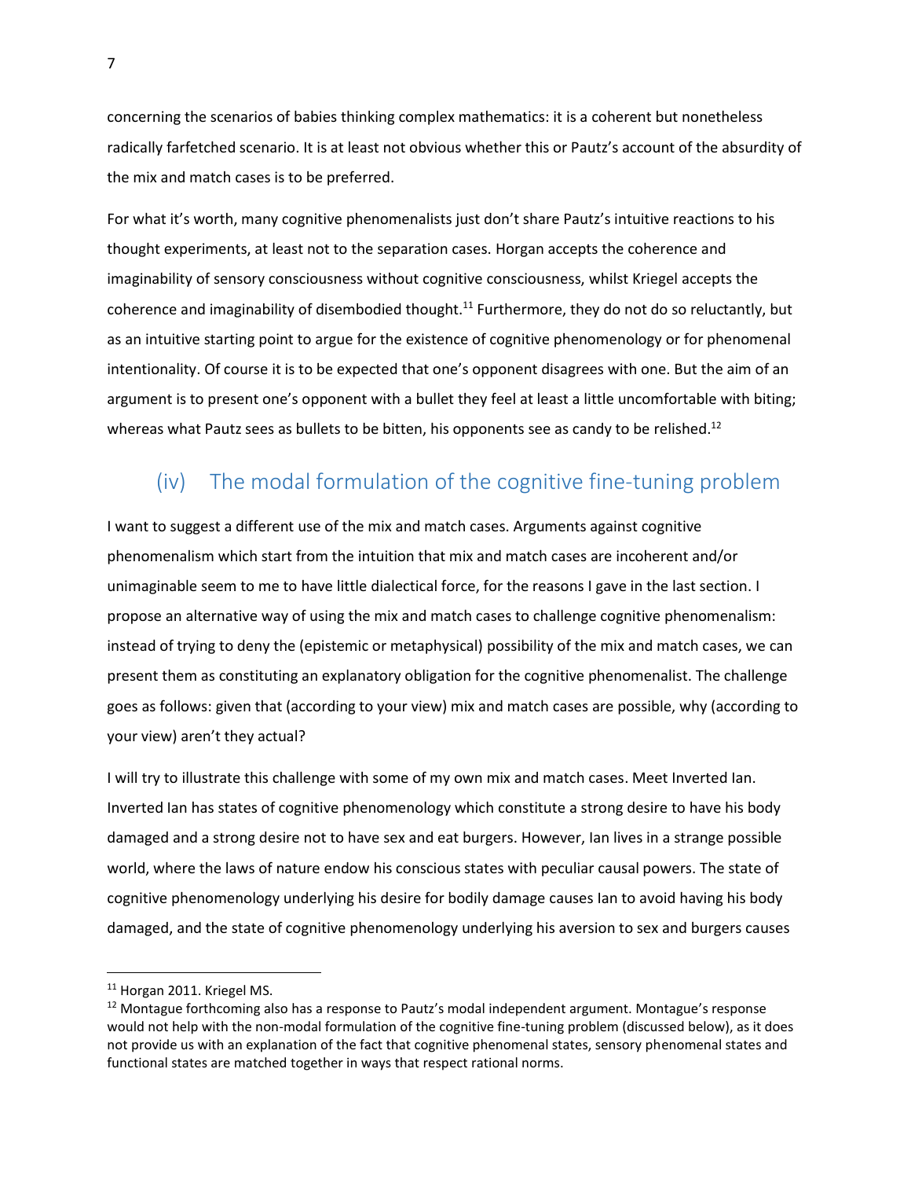concerning the scenarios of babies thinking complex mathematics: it is a coherent but nonetheless radically farfetched scenario. It is at least not obvious whether this or Pautz's account of the absurdity of the mix and match cases is to be preferred.

For what it's worth, many cognitive phenomenalists just don't share Pautz's intuitive reactions to his thought experiments, at least not to the separation cases. Horgan accepts the coherence and imaginability of sensory consciousness without cognitive consciousness, whilst Kriegel accepts the coherence and imaginability of disembodied thought.[11] Furthermore, they do not do so reluctantly, but as an intuitive starting point to argue for the existence of cognitive phenomenology or for phenomenal intentionality. Of course it is to be expected that one's opponent disagrees with one. But the aim of an argument is to present one's opponent with a bullet they feel at least a little uncomfortable with biting; whereas what Pautz sees as bullets to be bitten, his opponents see as candy to be relished.[12]

## (iv) The modal formulation of the cognitive fine-tuning problem

I want to suggest a different use of the mix and match cases. Arguments against cognitive phenomenalism which start from the intuition that mix and match cases are incoherent and/or unimaginable seem to me to have little dialectical force, for the reasons I gave in the last section. I propose an alternative way of using the mix and match cases to challenge cognitive phenomenalism: instead of trying to deny the (epistemic or metaphysical) possibility of the mix and match cases, we can present them as constituting an explanatory obligation for the cognitive phenomenalist. The challenge goes as follows: given that (according to your view) mix and match cases are possible, why (according to your view) aren't they actual?

I will try to illustrate this challenge with some of my own mix and match cases. Meet Inverted Ian. Inverted Ian has states of cognitive phenomenology which constitute a strong desire to have his body damaged and a strong desire not to have sex and eat burgers. However, Ian lives in a strange possible world, where the laws of nature endow his conscious states with peculiar causal powers. The state of cognitive phenomenology underlying his desire for bodily damage causes Ian to avoid having his body damaged, and the state of cognitive phenomenology underlying his aversion to sex and burgers causes

[11] Horgan 2011. Kriegel MS.

[12] Montague forthcoming also has a response to Pautz's modal independent argument. Montague's response would not help with the non-modal formulation of the cognitive fine-tuning problem (discussed below), as it does not provide us with an explanation of the fact that cognitive phenomenal states, sensory phenomenal states and functional states are matched together in ways that respect rational norms.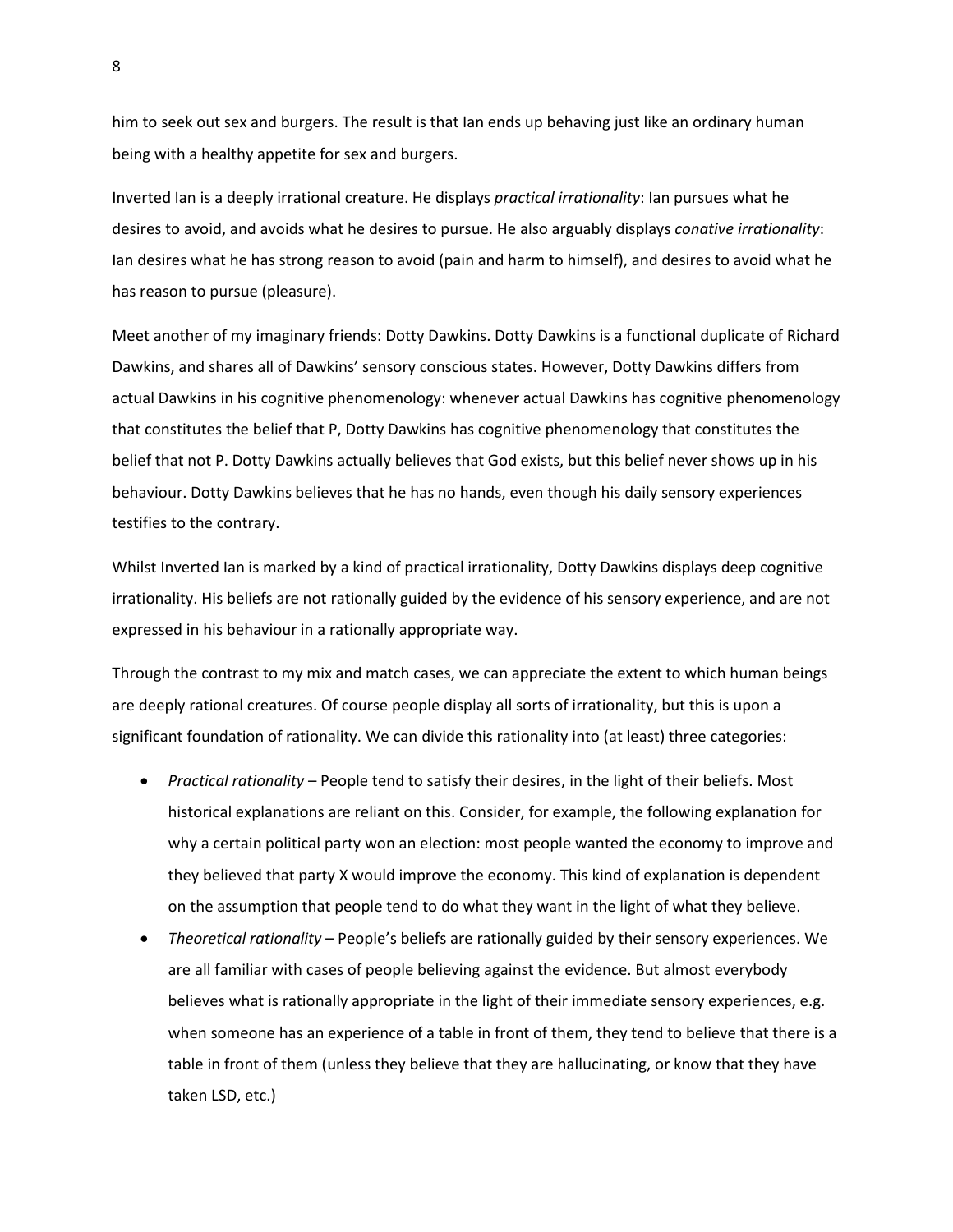him to seek out sex and burgers. The result is that Ian ends up behaving just like an ordinary human being with a healthy appetite for sex and burgers.

Inverted Ian is a deeply irrational creature. He displays *practical irrationality*: Ian pursues what he desires to avoid, and avoids what he desires to pursue. He also arguably displays *conative irrationality*: Ian desires what he has strong reason to avoid (pain and harm to himself), and desires to avoid what he has reason to pursue (pleasure).

Meet another of my imaginary friends: Dotty Dawkins. Dotty Dawkins is a functional duplicate of Richard Dawkins, and shares all of Dawkins' sensory conscious states. However, Dotty Dawkins differs from actual Dawkins in his cognitive phenomenology: whenever actual Dawkins has cognitive phenomenology that constitutes the belief that P, Dotty Dawkins has cognitive phenomenology that constitutes the belief that not P. Dotty Dawkins actually believes that God exists, but this belief never shows up in his behaviour. Dotty Dawkins believes that he has no hands, even though his daily sensory experiences testifies to the contrary.

Whilst Inverted Ian is marked by a kind of practical irrationality, Dotty Dawkins displays deep cognitive irrationality. His beliefs are not rationally guided by the evidence of his sensory experience, and are not expressed in his behaviour in a rationally appropriate way.

Through the contrast to my mix and match cases, we can appreciate the extent to which human beings are deeply rational creatures. Of course people display all sorts of irrationality, but this is upon a significant foundation of rationality. We can divide this rationality into (at least) three categories:

- *Practical rationality* – People tend to satisfy their desires, in the light of their beliefs. Most historical explanations are reliant on this. Consider, for example, the following explanation for why a certain political party won an election: most people wanted the economy to improve and they believed that party X would improve the economy. This kind of explanation is dependent on the assumption that people tend to do what they want in the light of what they believe.
- *Theoretical rationality* – People's beliefs are rationally guided by their sensory experiences. We are all familiar with cases of people believing against the evidence. But almost everybody believes what is rationally appropriate in the light of their immediate sensory experiences, e.g. when someone has an experience of a table in front of them, they tend to believe that there is a table in front of them (unless they believe that they are hallucinating, or know that they have taken LSD, etc.)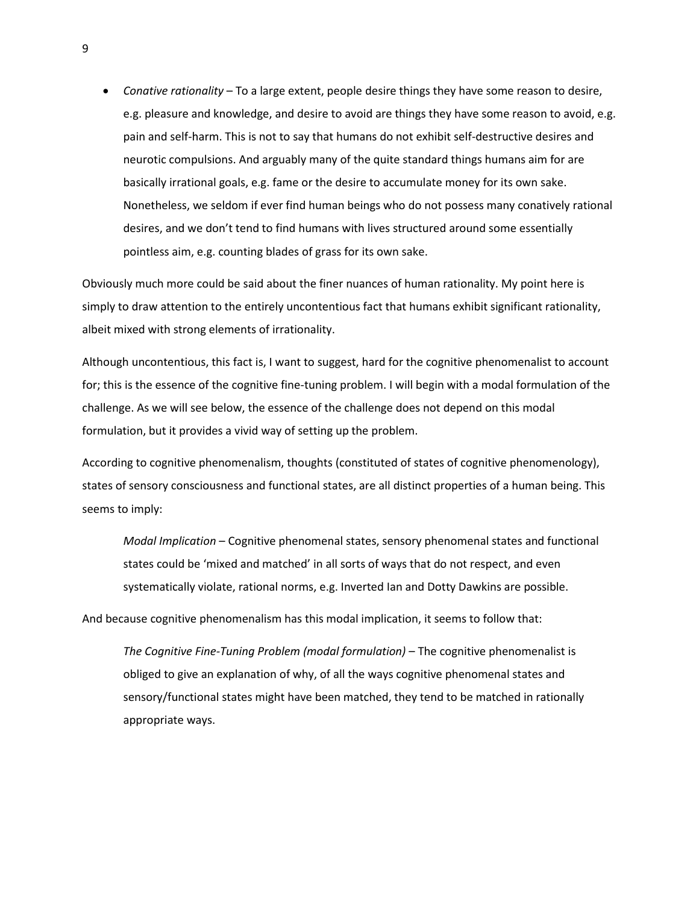- *Conative rationality* – To a large extent, people desire things they have some reason to desire, e.g. pleasure and knowledge, and desire to avoid are things they have some reason to avoid, e.g. pain and self-harm. This is not to say that humans do not exhibit self-destructive desires and neurotic compulsions. And arguably many of the quite standard things humans aim for are basically irrational goals, e.g. fame or the desire to accumulate money for its own sake. Nonetheless, we seldom if ever find human beings who do not possess many conatively rational desires, and we don't tend to find humans with lives structured around some essentially pointless aim, e.g. counting blades of grass for its own sake.

Obviously much more could be said about the finer nuances of human rationality. My point here is simply to draw attention to the entirely uncontentious fact that humans exhibit significant rationality, albeit mixed with strong elements of irrationality.

Although uncontentious, this fact is, I want to suggest, hard for the cognitive phenomenalist to account for; this is the essence of the cognitive fine-tuning problem. I will begin with a modal formulation of the challenge. As we will see below, the essence of the challenge does not depend on this modal formulation, but it provides a vivid way of setting up the problem.

According to cognitive phenomenalism, thoughts (constituted of states of cognitive phenomenology), states of sensory consciousness and functional states, are all distinct properties of a human being. This seems to imply:

> *Modal Implication* – Cognitive phenomenal states, sensory phenomenal states and functional states could be 'mixed and matched' in all sorts of ways that do not respect, and even systematically violate, rational norms, e.g. Inverted Ian and Dotty Dawkins are possible.

And because cognitive phenomenalism has this modal implication, it seems to follow that:

> *The Cognitive Fine-Tuning Problem (modal formulation)* – The cognitive phenomenalist is obliged to give an explanation of why, of all the ways cognitive phenomenal states and sensory/functional states might have been matched, they tend to be matched in rationally appropriate ways.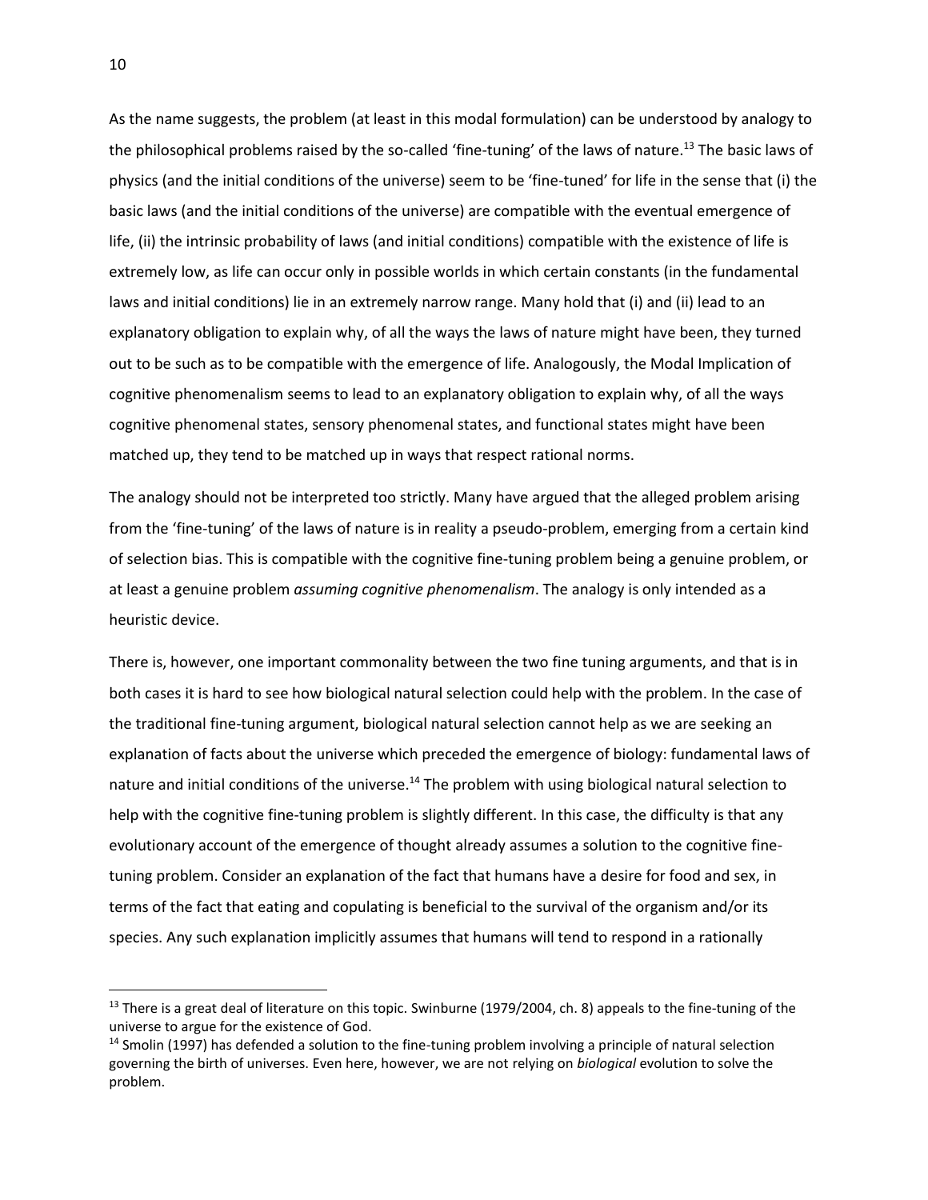As the name suggests, the problem (at least in this modal formulation) can be understood by analogy to the philosophical problems raised by the so-called 'fine-tuning' of the laws of nature.[13] The basic laws of physics (and the initial conditions of the universe) seem to be 'fine-tuned' for life in the sense that (i) the basic laws (and the initial conditions of the universe) are compatible with the eventual emergence of life, (ii) the intrinsic probability of laws (and initial conditions) compatible with the existence of life is extremely low, as life can occur only in possible worlds in which certain constants (in the fundamental laws and initial conditions) lie in an extremely narrow range. Many hold that (i) and (ii) lead to an explanatory obligation to explain why, of all the ways the laws of nature might have been, they turned out to be such as to be compatible with the emergence of life. Analogously, the Modal Implication of cognitive phenomenalism seems to lead to an explanatory obligation to explain why, of all the ways cognitive phenomenal states, sensory phenomenal states, and functional states might have been matched up, they tend to be matched up in ways that respect rational norms.

The analogy should not be interpreted too strictly. Many have argued that the alleged problem arising from the 'fine-tuning' of the laws of nature is in reality a pseudo-problem, emerging from a certain kind of selection bias. This is compatible with the cognitive fine-tuning problem being a genuine problem, or at least a genuine problem *assuming cognitive phenomenalism*. The analogy is only intended as a heuristic device.

There is, however, one important commonality between the two fine tuning arguments, and that is in both cases it is hard to see how biological natural selection could help with the problem. In the case of the traditional fine-tuning argument, biological natural selection cannot help as we are seeking an explanation of facts about the universe which preceded the emergence of biology: fundamental laws of nature and initial conditions of the universe.[14] The problem with using biological natural selection to help with the cognitive fine-tuning problem is slightly different. In this case, the difficulty is that any evolutionary account of the emergence of thought already assumes a solution to the cognitive fine-tuning problem. Consider an explanation of the fact that humans have a desire for food and sex, in terms of the fact that eating and copulating is beneficial to the survival of the organism and/or its species. Any such explanation implicitly assumes that humans will tend to respond in a rationally

[13] There is a great deal of literature on this topic. Swinburne (1979/2004, ch. 8) appeals to the fine-tuning of the universe to argue for the existence of God.

[14] Smolin (1997) has defended a solution to the fine-tuning problem involving a principle of natural selection governing the birth of universes. Even here, however, we are not relying on *biological* evolution to solve the problem.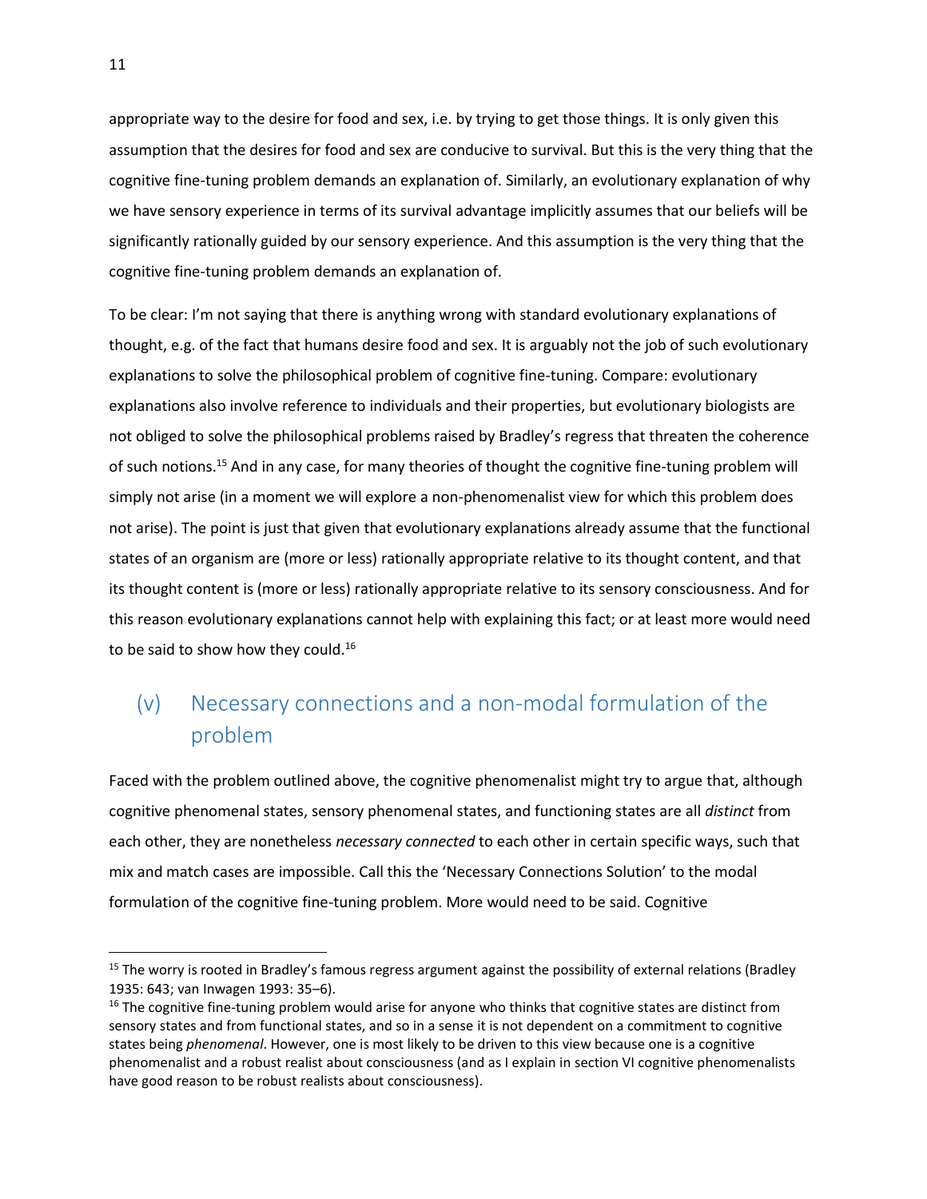appropriate way to the desire for food and sex, i.e. by trying to get those things. It is only given this assumption that the desires for food and sex are conducive to survival. But this is the very thing that the cognitive fine-tuning problem demands an explanation of. Similarly, an evolutionary explanation of why we have sensory experience in terms of its survival advantage implicitly assumes that our beliefs will be significantly rationally guided by our sensory experience. And this assumption is the very thing that the cognitive fine-tuning problem demands an explanation of.

To be clear: I'm not saying that there is anything wrong with standard evolutionary explanations of thought, e.g. of the fact that humans desire food and sex. It is arguably not the job of such evolutionary explanations to solve the philosophical problem of cognitive fine-tuning. Compare: evolutionary explanations also involve reference to individuals and their properties, but evolutionary biologists are not obliged to solve the philosophical problems raised by Bradley's regress that threaten the coherence of such notions.[15] And in any case, for many theories of thought the cognitive fine-tuning problem will simply not arise (in a moment we will explore a non-phenomenalist view for which this problem does not arise). The point is just that given that evolutionary explanations already assume that the functional states of an organism are (more or less) rationally appropriate relative to its thought content, and that its thought content is (more or less) rationally appropriate relative to its sensory consciousness. And for this reason evolutionary explanations cannot help with explaining this fact; or at least more would need to be said to show how they could.[16]

## (v) Necessary connections and a non-modal formulation of the problem

Faced with the problem outlined above, the cognitive phenomenalist might try to argue that, although cognitive phenomenal states, sensory phenomenal states, and functioning states are all *distinct* from each other, they are nonetheless *necessary connected* to each other in certain specific ways, such that mix and match cases are impossible. Call this the 'Necessary Connections Solution' to the modal formulation of the cognitive fine-tuning problem. More would need to be said. Cognitive

---

[15] The worry is rooted in Bradley's famous regress argument against the possibility of external relations (Bradley 1935: 643; van Inwagen 1993: 35–6).

[16] The cognitive fine-tuning problem would arise for anyone who thinks that cognitive states are distinct from sensory states and from functional states, and so in a sense it is not dependent on a commitment to cognitive states being *phenomenal*. However, one is most likely to be driven to this view because one is a cognitive phenomenalist and a robust realist about consciousness (and as I explain in section VI cognitive phenomenalists have good reason to be robust realists about consciousness).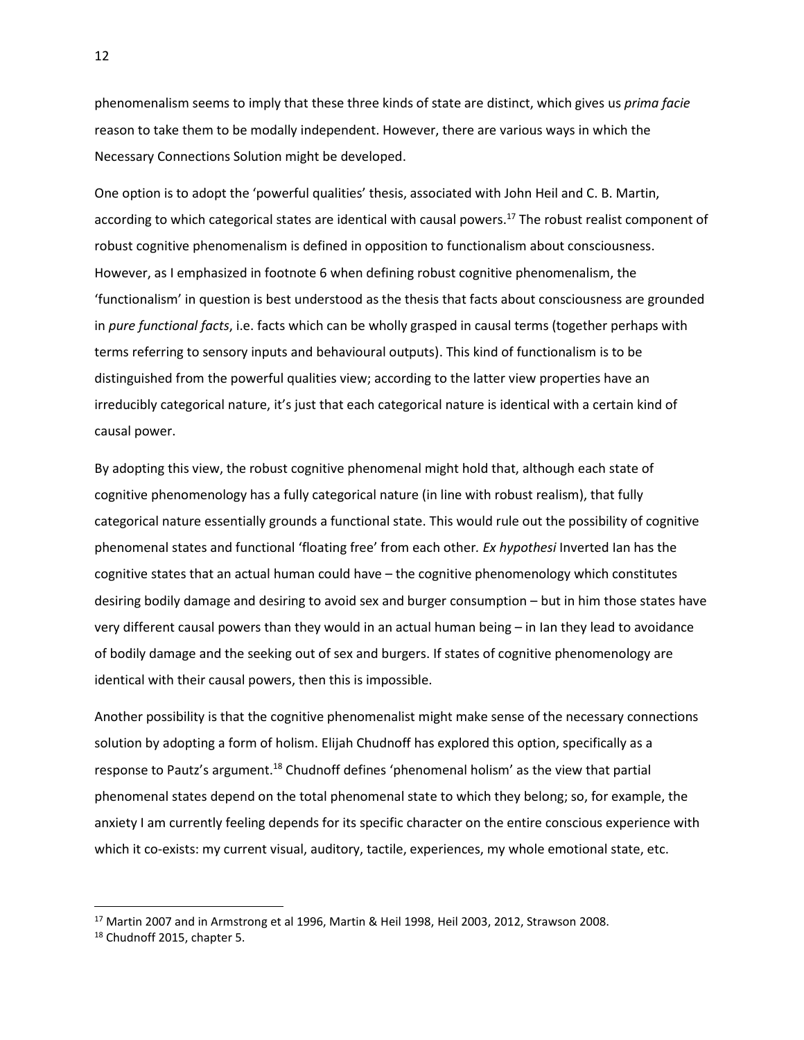phenomenalism seems to imply that these three kinds of state are distinct, which gives us *prima facie* reason to take them to be modally independent. However, there are various ways in which the Necessary Connections Solution might be developed.

One option is to adopt the 'powerful qualities' thesis, associated with John Heil and C. B. Martin, according to which categorical states are identical with causal powers.[17] The robust realist component of robust cognitive phenomenalism is defined in opposition to functionalism about consciousness. However, as I emphasized in footnote 6 when defining robust cognitive phenomenalism, the 'functionalism' in question is best understood as the thesis that facts about consciousness are grounded in *pure functional facts*, i.e. facts which can be wholly grasped in causal terms (together perhaps with terms referring to sensory inputs and behavioural outputs). This kind of functionalism is to be distinguished from the powerful qualities view; according to the latter view properties have an irreducibly categorical nature, it's just that each categorical nature is identical with a certain kind of causal power.

By adopting this view, the robust cognitive phenomenal might hold that, although each state of cognitive phenomenology has a fully categorical nature (in line with robust realism), that fully categorical nature essentially grounds a functional state. This would rule out the possibility of cognitive phenomenal states and functional 'floating free' from each other. *Ex hypothesi* Inverted Ian has the cognitive states that an actual human could have – the cognitive phenomenology which constitutes desiring bodily damage and desiring to avoid sex and burger consumption – but in him those states have very different causal powers than they would in an actual human being – in Ian they lead to avoidance of bodily damage and the seeking out of sex and burgers. If states of cognitive phenomenology are identical with their causal powers, then this is impossible.

Another possibility is that the cognitive phenomenalist might make sense of the necessary connections solution by adopting a form of holism. Elijah Chudnoff has explored this option, specifically as a response to Pautz's argument.[18] Chudnoff defines 'phenomenal holism' as the view that partial phenomenal states depend on the total phenomenal state to which they belong; so, for example, the anxiety I am currently feeling depends for its specific character on the entire conscious experience with which it co-exists: my current visual, auditory, tactile, experiences, my whole emotional state, etc.

---

[17] Martin 2007 and in Armstrong et al 1996, Martin & Heil 1998, Heil 2003, 2012, Strawson 2008.

[18] Chudnoff 2015, chapter 5.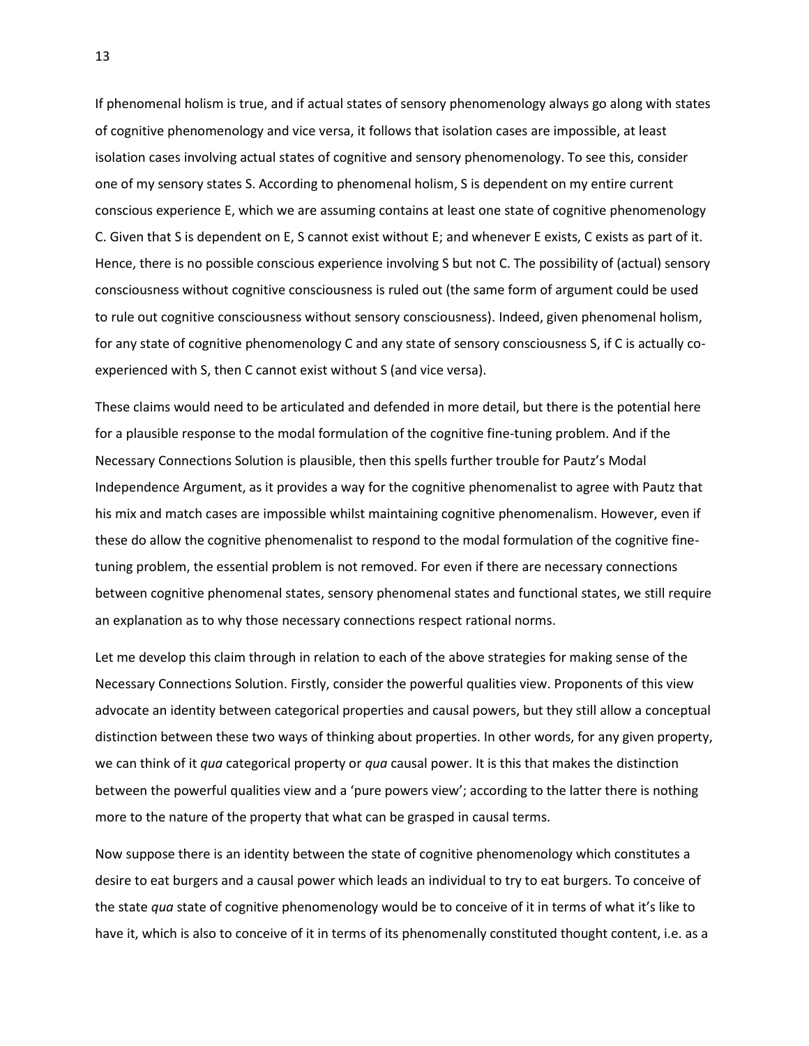If phenomenal holism is true, and if actual states of sensory phenomenology always go along with states of cognitive phenomenology and vice versa, it follows that isolation cases are impossible, at least isolation cases involving actual states of cognitive and sensory phenomenology. To see this, consider one of my sensory states S. According to phenomenal holism, S is dependent on my entire current conscious experience E, which we are assuming contains at least one state of cognitive phenomenology C. Given that S is dependent on E, S cannot exist without E; and whenever E exists, C exists as part of it. Hence, there is no possible conscious experience involving S but not C. The possibility of (actual) sensory consciousness without cognitive consciousness is ruled out (the same form of argument could be used to rule out cognitive consciousness without sensory consciousness). Indeed, given phenomenal holism, for any state of cognitive phenomenology C and any state of sensory consciousness S, if C is actually co-experienced with S, then C cannot exist without S (and vice versa).

These claims would need to be articulated and defended in more detail, but there is the potential here for a plausible response to the modal formulation of the cognitive fine-tuning problem. And if the Necessary Connections Solution is plausible, then this spells further trouble for Pautz's Modal Independence Argument, as it provides a way for the cognitive phenomenalist to agree with Pautz that his mix and match cases are impossible whilst maintaining cognitive phenomenalism. However, even if these do allow the cognitive phenomenalist to respond to the modal formulation of the cognitive fine-tuning problem, the essential problem is not removed. For even if there are necessary connections between cognitive phenomenal states, sensory phenomenal states and functional states, we still require an explanation as to why those necessary connections respect rational norms.

Let me develop this claim through in relation to each of the above strategies for making sense of the Necessary Connections Solution. Firstly, consider the powerful qualities view. Proponents of this view advocate an identity between categorical properties and causal powers, but they still allow a conceptual distinction between these two ways of thinking about properties. In other words, for any given property, we can think of it *qua* categorical property or *qua* causal power. It is this that makes the distinction between the powerful qualities view and a 'pure powers view'; according to the latter there is nothing more to the nature of the property that what can be grasped in causal terms.

Now suppose there is an identity between the state of cognitive phenomenology which constitutes a desire to eat burgers and a causal power which leads an individual to try to eat burgers. To conceive of the state *qua* state of cognitive phenomenology would be to conceive of it in terms of what it's like to have it, which is also to conceive of it in terms of its phenomenally constituted thought content, i.e. as a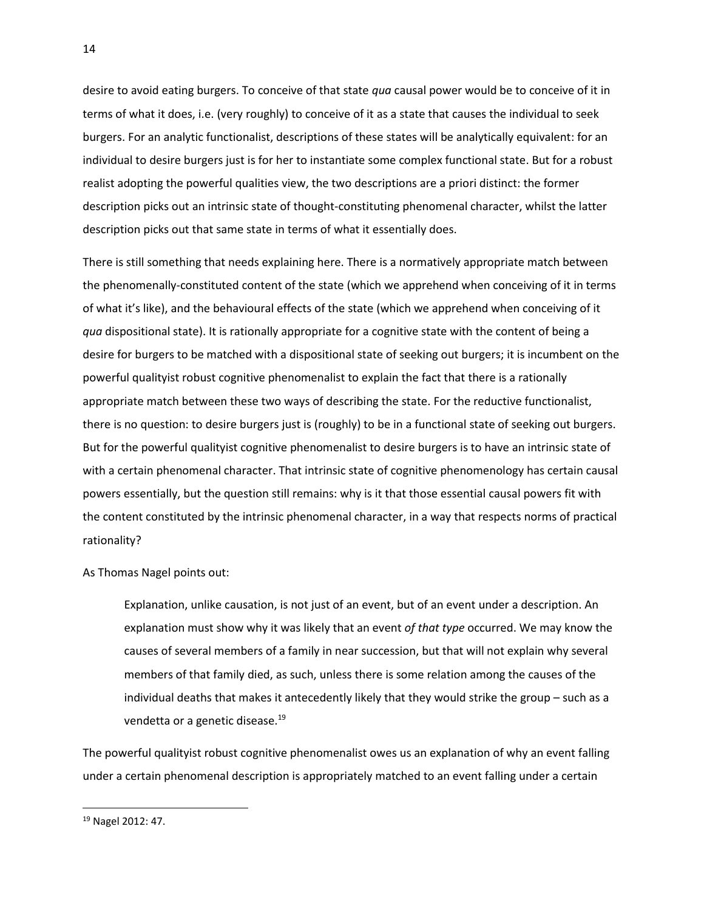desire to avoid eating burgers. To conceive of that state *qua* causal power would be to conceive of it in terms of what it does, i.e. (very roughly) to conceive of it as a state that causes the individual to seek burgers. For an analytic functionalist, descriptions of these states will be analytically equivalent: for an individual to desire burgers just is for her to instantiate some complex functional state. But for a robust realist adopting the powerful qualities view, the two descriptions are a priori distinct: the former description picks out an intrinsic state of thought-constituting phenomenal character, whilst the latter description picks out that same state in terms of what it essentially does.

There is still something that needs explaining here. There is a normatively appropriate match between the phenomenally-constituted content of the state (which we apprehend when conceiving of it in terms of what it's like), and the behavioural effects of the state (which we apprehend when conceiving of it *qua* dispositional state). It is rationally appropriate for a cognitive state with the content of being a desire for burgers to be matched with a dispositional state of seeking out burgers; it is incumbent on the powerful qualityist robust cognitive phenomenalist to explain the fact that there is a rationally appropriate match between these two ways of describing the state. For the reductive functionalist, there is no question: to desire burgers just is (roughly) to be in a functional state of seeking out burgers. But for the powerful qualityist cognitive phenomenalist to desire burgers is to have an intrinsic state of with a certain phenomenal character. That intrinsic state of cognitive phenomenology has certain causal powers essentially, but the question still remains: why is it that those essential causal powers fit with the content constituted by the intrinsic phenomenal character, in a way that respects norms of practical rationality?

As Thomas Nagel points out:

> Explanation, unlike causation, is not just of an event, but of an event under a description. An explanation must show why it was likely that an event *of that type* occurred. We may know the causes of several members of a family in near succession, but that will not explain why several members of that family died, as such, unless there is some relation among the causes of the individual deaths that makes it antecedently likely that they would strike the group – such as a vendetta or a genetic disease.[19]

The powerful qualityist robust cognitive phenomenalist owes us an explanation of why an event falling under a certain phenomenal description is appropriately matched to an event falling under a certain

[19] Nagel 2012: 47.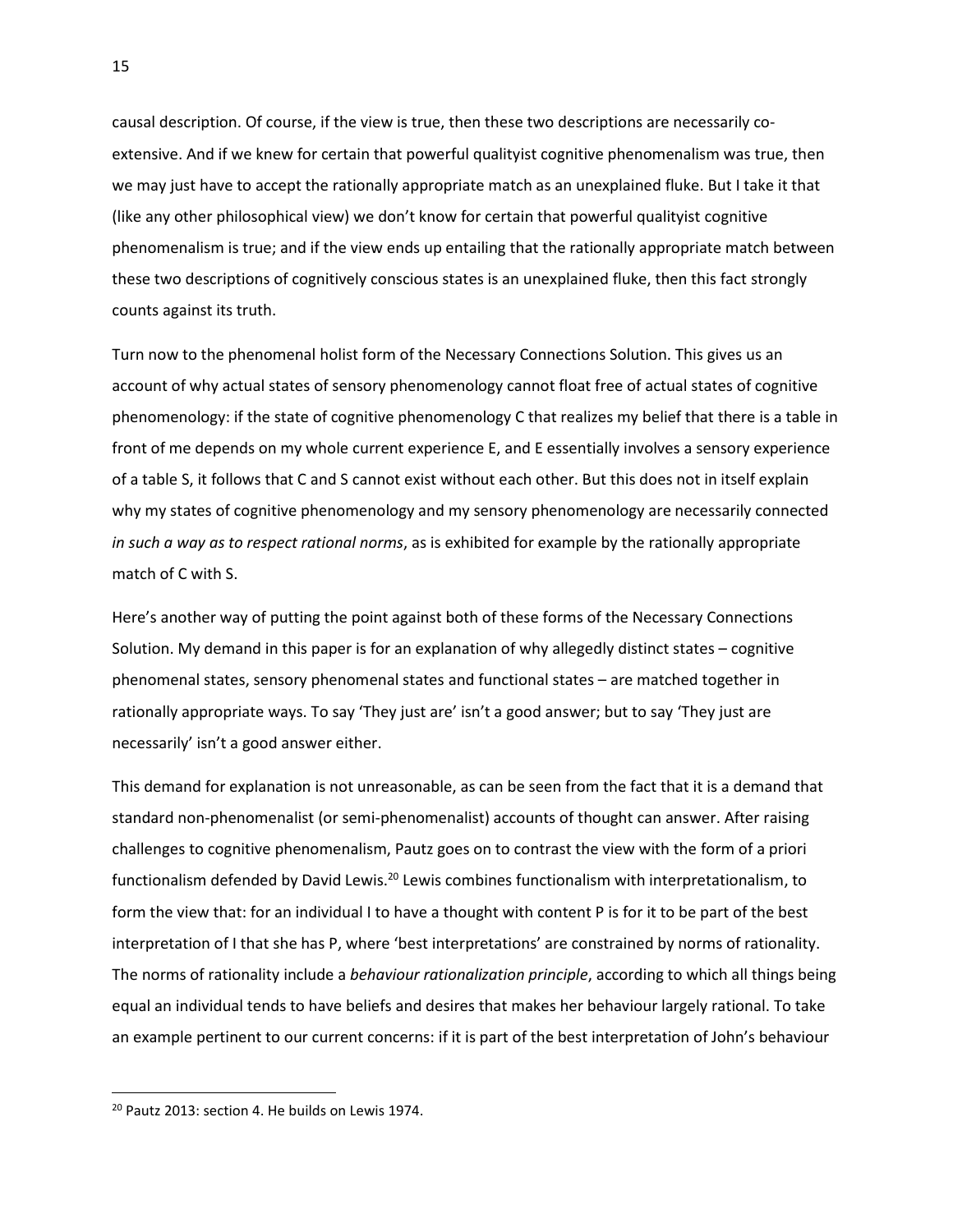causal description. Of course, if the view is true, then these two descriptions are necessarily co-extensive. And if we knew for certain that powerful qualityist cognitive phenomenalism was true, then we may just have to accept the rationally appropriate match as an unexplained fluke. But I take it that (like any other philosophical view) we don't know for certain that powerful qualityist cognitive phenomenalism is true; and if the view ends up entailing that the rationally appropriate match between these two descriptions of cognitively conscious states is an unexplained fluke, then this fact strongly counts against its truth.

Turn now to the phenomenal holist form of the Necessary Connections Solution. This gives us an account of why actual states of sensory phenomenology cannot float free of actual states of cognitive phenomenology: if the state of cognitive phenomenology C that realizes my belief that there is a table in front of me depends on my whole current experience E, and E essentially involves a sensory experience of a table S, it follows that C and S cannot exist without each other. But this does not in itself explain why my states of cognitive phenomenology and my sensory phenomenology are necessarily connected *in such a way as to respect rational norms*, as is exhibited for example by the rationally appropriate match of C with S.

Here's another way of putting the point against both of these forms of the Necessary Connections Solution. My demand in this paper is for an explanation of why allegedly distinct states – cognitive phenomenal states, sensory phenomenal states and functional states – are matched together in rationally appropriate ways. To say 'They just are' isn't a good answer; but to say 'They just are necessarily' isn't a good answer either.

This demand for explanation is not unreasonable, as can be seen from the fact that it is a demand that standard non-phenomenalist (or semi-phenomenalist) accounts of thought can answer. After raising challenges to cognitive phenomenalism, Pautz goes on to contrast the view with the form of a priori functionalism defended by David Lewis.[20] Lewis combines functionalism with interpretationalism, to form the view that: for an individual I to have a thought with content P is for it to be part of the best interpretation of I that she has P, where 'best interpretations' are constrained by norms of rationality. The norms of rationality include a *behaviour rationalization principle*, according to which all things being equal an individual tends to have beliefs and desires that makes her behaviour largely rational. To take an example pertinent to our current concerns: if it is part of the best interpretation of John's behaviour

[20] Pautz 2013: section 4. He builds on Lewis 1974.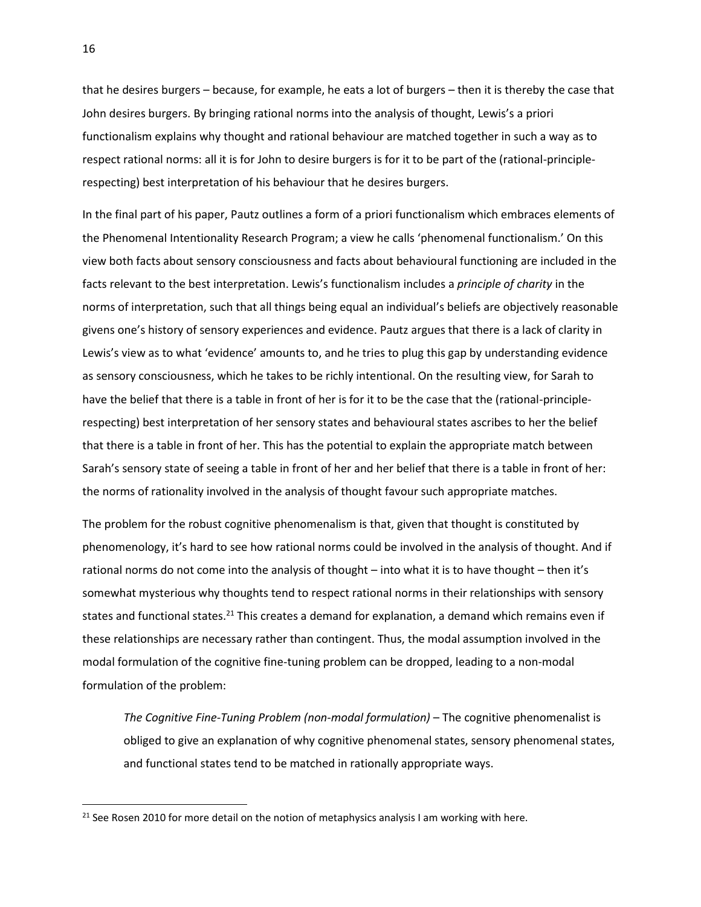that he desires burgers – because, for example, he eats a lot of burgers – then it is thereby the case that John desires burgers. By bringing rational norms into the analysis of thought, Lewis's a priori functionalism explains why thought and rational behaviour are matched together in such a way as to respect rational norms: all it is for John to desire burgers is for it to be part of the (rational-principle-respecting) best interpretation of his behaviour that he desires burgers.

In the final part of his paper, Pautz outlines a form of a priori functionalism which embraces elements of the Phenomenal Intentionality Research Program; a view he calls 'phenomenal functionalism.' On this view both facts about sensory consciousness and facts about behavioural functioning are included in the facts relevant to the best interpretation. Lewis's functionalism includes a *principle of charity* in the norms of interpretation, such that all things being equal an individual's beliefs are objectively reasonable givens one's history of sensory experiences and evidence. Pautz argues that there is a lack of clarity in Lewis's view as to what 'evidence' amounts to, and he tries to plug this gap by understanding evidence as sensory consciousness, which he takes to be richly intentional. On the resulting view, for Sarah to have the belief that there is a table in front of her is for it to be the case that the (rational-principle-respecting) best interpretation of her sensory states and behavioural states ascribes to her the belief that there is a table in front of her. This has the potential to explain the appropriate match between Sarah's sensory state of seeing a table in front of her and her belief that there is a table in front of her: the norms of rationality involved in the analysis of thought favour such appropriate matches.

The problem for the robust cognitive phenomenalism is that, given that thought is constituted by phenomenology, it's hard to see how rational norms could be involved in the analysis of thought. And if rational norms do not come into the analysis of thought – into what it is to have thought – then it's somewhat mysterious why thoughts tend to respect rational norms in their relationships with sensory states and functional states.[21] This creates a demand for explanation, a demand which remains even if these relationships are necessary rather than contingent. Thus, the modal assumption involved in the modal formulation of the cognitive fine-tuning problem can be dropped, leading to a non-modal formulation of the problem:

> *The Cognitive Fine-Tuning Problem (non-modal formulation)* – The cognitive phenomenalist is obliged to give an explanation of why cognitive phenomenal states, sensory phenomenal states, and functional states tend to be matched in rationally appropriate ways.

[21] See Rosen 2010 for more detail on the notion of metaphysics analysis I am working with here.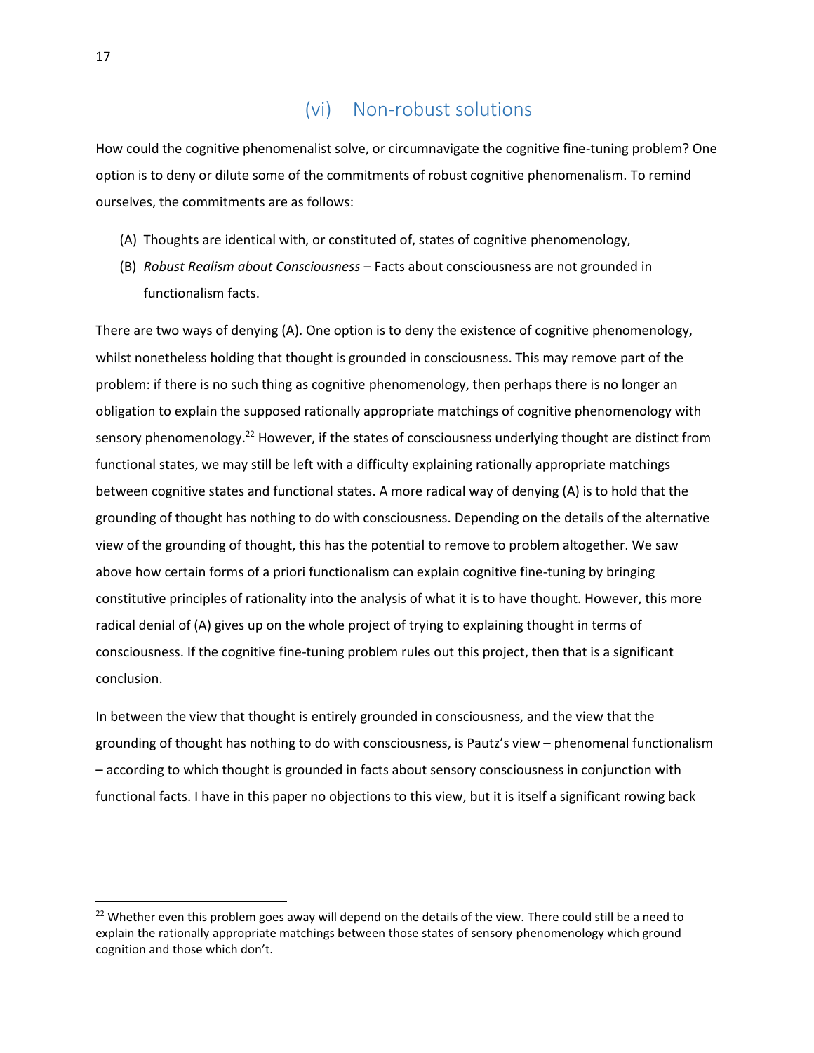## (vi) Non-robust solutions

How could the cognitive phenomenalist solve, or circumnavigate the cognitive fine-tuning problem? One option is to deny or dilute some of the commitments of robust cognitive phenomenalism. To remind ourselves, the commitments are as follows:

(A) Thoughts are identical with, or constituted of, states of cognitive phenomenology,

(B) *Robust Realism about Consciousness* – Facts about consciousness are not grounded in functionalism facts.

There are two ways of denying (A). One option is to deny the existence of cognitive phenomenology, whilst nonetheless holding that thought is grounded in consciousness. This may remove part of the problem: if there is no such thing as cognitive phenomenology, then perhaps there is no longer an obligation to explain the supposed rationally appropriate matchings of cognitive phenomenology with sensory phenomenology.[22] However, if the states of consciousness underlying thought are distinct from functional states, we may still be left with a difficulty explaining rationally appropriate matchings between cognitive states and functional states. A more radical way of denying (A) is to hold that the grounding of thought has nothing to do with consciousness. Depending on the details of the alternative view of the grounding of thought, this has the potential to remove to problem altogether. We saw above how certain forms of a priori functionalism can explain cognitive fine-tuning by bringing constitutive principles of rationality into the analysis of what it is to have thought. However, this more radical denial of (A) gives up on the whole project of trying to explaining thought in terms of consciousness. If the cognitive fine-tuning problem rules out this project, then that is a significant conclusion.

In between the view that thought is entirely grounded in consciousness, and the view that the grounding of thought has nothing to do with consciousness, is Pautz's view – phenomenal functionalism – according to which thought is grounded in facts about sensory consciousness in conjunction with functional facts. I have in this paper no objections to this view, but it is itself a significant rowing back

---

[22] Whether even this problem goes away will depend on the details of the view. There could still be a need to explain the rationally appropriate matchings between those states of sensory phenomenology which ground cognition and those which don't.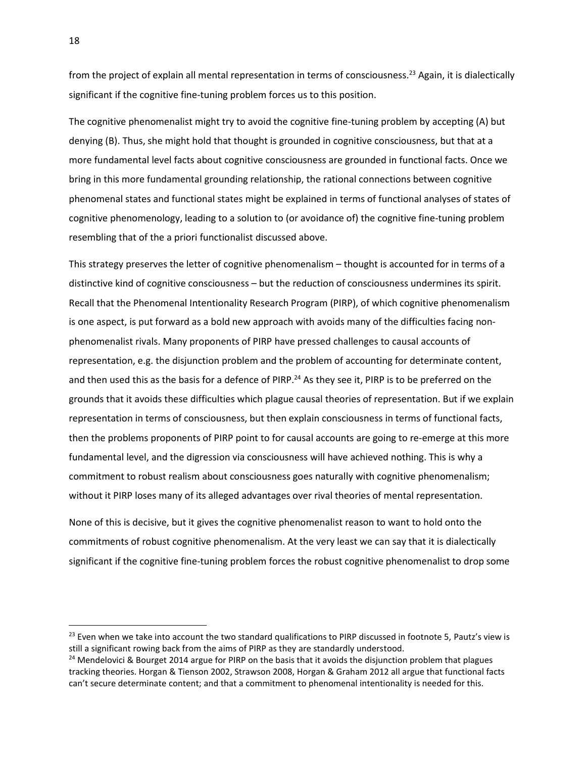from the project of explain all mental representation in terms of consciousness.[23] Again, it is dialectically significant if the cognitive fine-tuning problem forces us to this position.

The cognitive phenomenalist might try to avoid the cognitive fine-tuning problem by accepting (A) but denying (B). Thus, she might hold that thought is grounded in cognitive consciousness, but that at a more fundamental level facts about cognitive consciousness are grounded in functional facts. Once we bring in this more fundamental grounding relationship, the rational connections between cognitive phenomenal states and functional states might be explained in terms of functional analyses of states of cognitive phenomenology, leading to a solution to (or avoidance of) the cognitive fine-tuning problem resembling that of the a priori functionalist discussed above.

This strategy preserves the letter of cognitive phenomenalism – thought is accounted for in terms of a distinctive kind of cognitive consciousness – but the reduction of consciousness undermines its spirit. Recall that the Phenomenal Intentionality Research Program (PIRP), of which cognitive phenomenalism is one aspect, is put forward as a bold new approach with avoids many of the difficulties facing non-phenomenalist rivals. Many proponents of PIRP have pressed challenges to causal accounts of representation, e.g. the disjunction problem and the problem of accounting for determinate content, and then used this as the basis for a defence of PIRP.[24] As they see it, PIRP is to be preferred on the grounds that it avoids these difficulties which plague causal theories of representation. But if we explain representation in terms of consciousness, but then explain consciousness in terms of functional facts, then the problems proponents of PIRP point to for causal accounts are going to re-emerge at this more fundamental level, and the digression via consciousness will have achieved nothing. This is why a commitment to robust realism about consciousness goes naturally with cognitive phenomenalism; without it PIRP loses many of its alleged advantages over rival theories of mental representation.

None of this is decisive, but it gives the cognitive phenomenalist reason to want to hold onto the commitments of robust cognitive phenomenalism. At the very least we can say that it is dialectically significant if the cognitive fine-tuning problem forces the robust cognitive phenomenalist to drop some

---

[23] Even when we take into account the two standard qualifications to PIRP discussed in footnote 5, Pautz's view is still a significant rowing back from the aims of PIRP as they are standardly understood.

[24] Mendelovici & Bourget 2014 argue for PIRP on the basis that it avoids the disjunction problem that plagues tracking theories. Horgan & Tienson 2002, Strawson 2008, Horgan & Graham 2012 all argue that functional facts can't secure determinate content; and that a commitment to phenomenal intentionality is needed for this.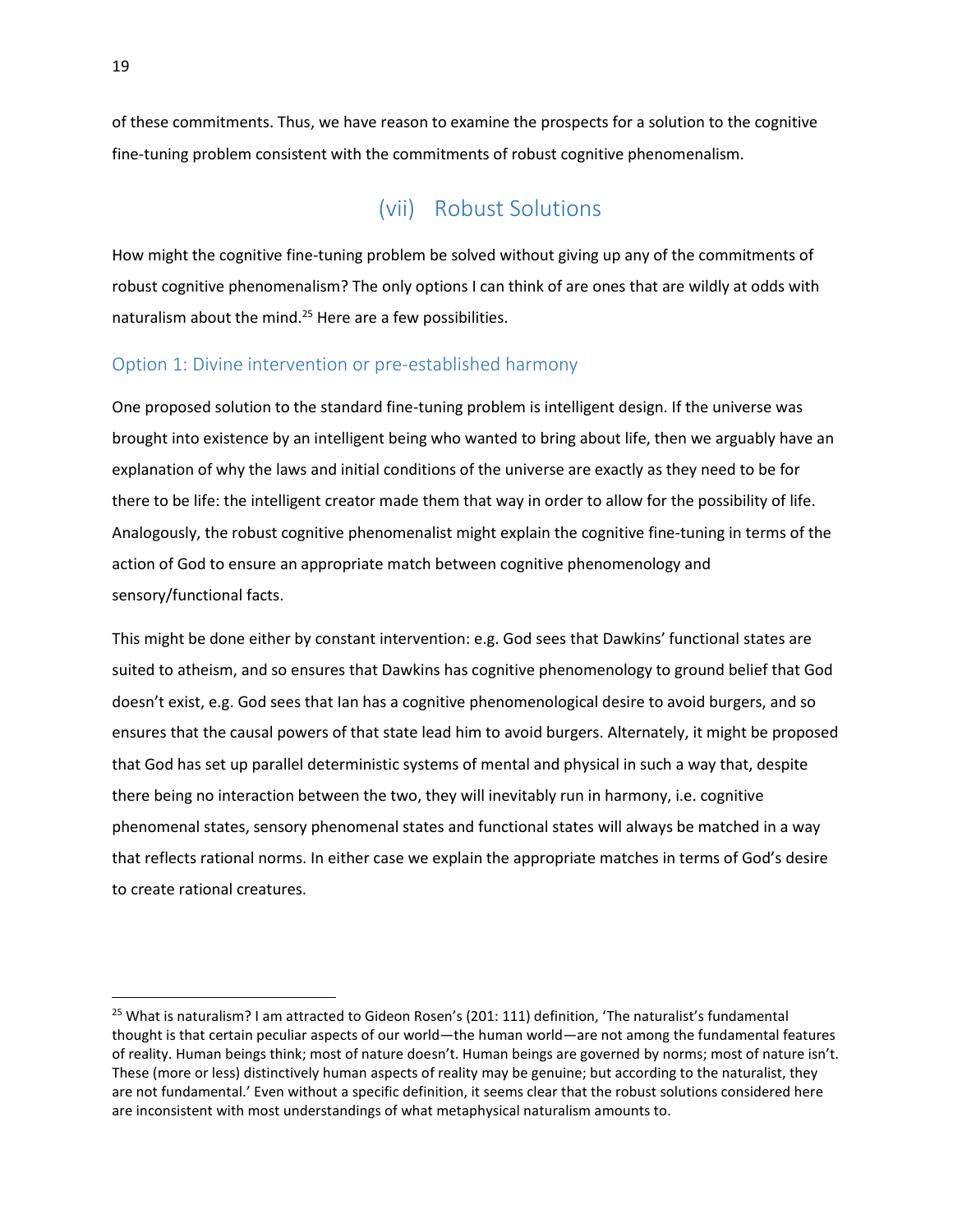of these commitments. Thus, we have reason to examine the prospects for a solution to the cognitive fine-tuning problem consistent with the commitments of robust cognitive phenomenalism.

## (vii) Robust Solutions

How might the cognitive fine-tuning problem be solved without giving up any of the commitments of robust cognitive phenomenalism? The only options I can think of are ones that are wildly at odds with naturalism about the mind.[25] Here are a few possibilities.

### Option 1: Divine intervention or pre-established harmony

One proposed solution to the standard fine-tuning problem is intelligent design. If the universe was brought into existence by an intelligent being who wanted to bring about life, then we arguably have an explanation of why the laws and initial conditions of the universe are exactly as they need to be for there to be life: the intelligent creator made them that way in order to allow for the possibility of life. Analogously, the robust cognitive phenomenalist might explain the cognitive fine-tuning in terms of the action of God to ensure an appropriate match between cognitive phenomenology and sensory/functional facts.

This might be done either by constant intervention: e.g. God sees that Dawkins' functional states are suited to atheism, and so ensures that Dawkins has cognitive phenomenology to ground belief that God doesn't exist, e.g. God sees that Ian has a cognitive phenomenological desire to avoid burgers, and so ensures that the causal powers of that state lead him to avoid burgers. Alternately, it might be proposed that God has set up parallel deterministic systems of mental and physical in such a way that, despite there being no interaction between the two, they will inevitably run in harmony, i.e. cognitive phenomenal states, sensory phenomenal states and functional states will always be matched in a way that reflects rational norms. In either case we explain the appropriate matches in terms of God's desire to create rational creatures.

---

[25] What is naturalism? I am attracted to Gideon Rosen's (201: 111) definition, 'The naturalist's fundamental thought is that certain peculiar aspects of our world—the human world—are not among the fundamental features of reality. Human beings think; most of nature doesn't. Human beings are governed by norms; most of nature isn't. These (more or less) distinctively human aspects of reality may be genuine; but according to the naturalist, they are not fundamental.' Even without a specific definition, it seems clear that the robust solutions considered here are inconsistent with most understandings of what metaphysical naturalism amounts to.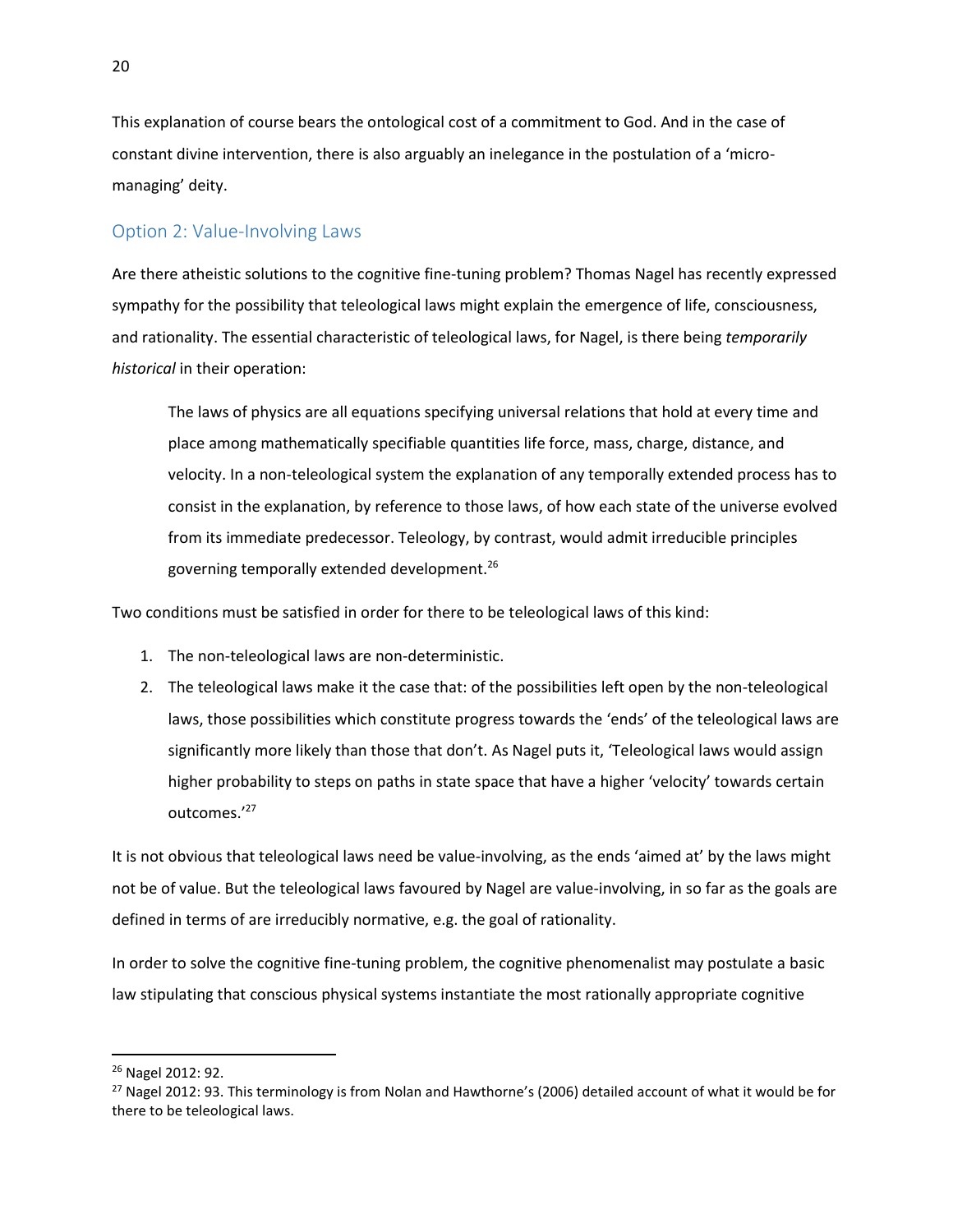This explanation of course bears the ontological cost of a commitment to God. And in the case of constant divine intervention, there is also arguably an inelegance in the postulation of a 'micro-managing' deity.

## Option 2: Value-Involving Laws

Are there atheistic solutions to the cognitive fine-tuning problem? Thomas Nagel has recently expressed sympathy for the possibility that teleological laws might explain the emergence of life, consciousness, and rationality. The essential characteristic of teleological laws, for Nagel, is there being *temporarily historical* in their operation:

> The laws of physics are all equations specifying universal relations that hold at every time and place among mathematically specifiable quantities life force, mass, charge, distance, and velocity. In a non-teleological system the explanation of any temporally extended process has to consist in the explanation, by reference to those laws, of how each state of the universe evolved from its immediate predecessor. Teleology, by contrast, would admit irreducible principles governing temporally extended development.[26]

Two conditions must be satisfied in order for there to be teleological laws of this kind:

1. The non-teleological laws are non-deterministic.
2. The teleological laws make it the case that: of the possibilities left open by the non-teleological laws, those possibilities which constitute progress towards the 'ends' of the teleological laws are significantly more likely than those that don't. As Nagel puts it, 'Teleological laws would assign higher probability to steps on paths in state space that have a higher 'velocity' towards certain outcomes.'[27]

It is not obvious that teleological laws need be value-involving, as the ends 'aimed at' by the laws might not be of value. But the teleological laws favoured by Nagel are value-involving, in so far as the goals are defined in terms of are irreducibly normative, e.g. the goal of rationality.

In order to solve the cognitive fine-tuning problem, the cognitive phenomenalist may postulate a basic law stipulating that conscious physical systems instantiate the most rationally appropriate cognitive

---

[26] Nagel 2012: 92.

[27] Nagel 2012: 93. This terminology is from Nolan and Hawthorne's (2006) detailed account of what it would be for there to be teleological laws.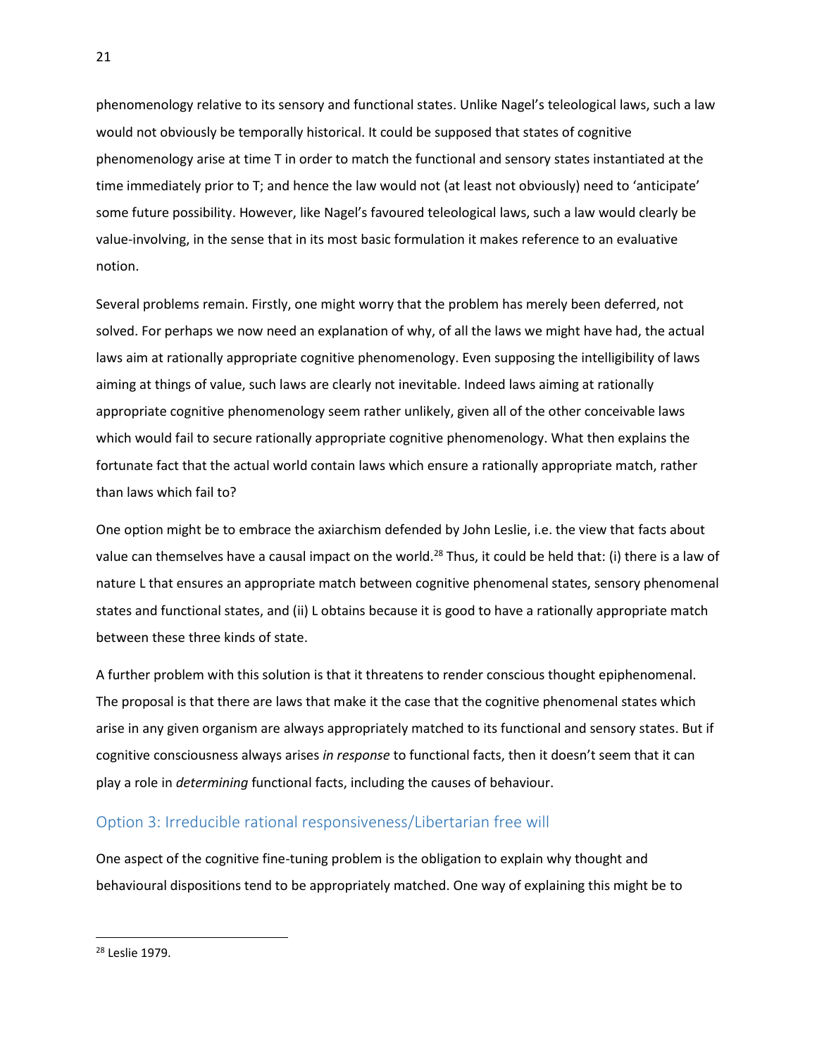phenomenology relative to its sensory and functional states. Unlike Nagel's teleological laws, such a law would not obviously be temporally historical. It could be supposed that states of cognitive phenomenology arise at time T in order to match the functional and sensory states instantiated at the time immediately prior to T; and hence the law would not (at least not obviously) need to 'anticipate' some future possibility. However, like Nagel's favoured teleological laws, such a law would clearly be value-involving, in the sense that in its most basic formulation it makes reference to an evaluative notion.

Several problems remain. Firstly, one might worry that the problem has merely been deferred, not solved. For perhaps we now need an explanation of why, of all the laws we might have had, the actual laws aim at rationally appropriate cognitive phenomenology. Even supposing the intelligibility of laws aiming at things of value, such laws are clearly not inevitable. Indeed laws aiming at rationally appropriate cognitive phenomenology seem rather unlikely, given all of the other conceivable laws which would fail to secure rationally appropriate cognitive phenomenology. What then explains the fortunate fact that the actual world contain laws which ensure a rationally appropriate match, rather than laws which fail to?

One option might be to embrace the axiarchism defended by John Leslie, i.e. the view that facts about value can themselves have a causal impact on the world.[28] Thus, it could be held that: (i) there is a law of nature L that ensures an appropriate match between cognitive phenomenal states, sensory phenomenal states and functional states, and (ii) L obtains because it is good to have a rationally appropriate match between these three kinds of state.

A further problem with this solution is that it threatens to render conscious thought epiphenomenal. The proposal is that there are laws that make it the case that the cognitive phenomenal states which arise in any given organism are always appropriately matched to its functional and sensory states. But if cognitive consciousness always arises *in response* to functional facts, then it doesn't seem that it can play a role in *determining* functional facts, including the causes of behaviour.

### Option 3: Irreducible rational responsiveness/Libertarian free will

One aspect of the cognitive fine-tuning problem is the obligation to explain why thought and behavioural dispositions tend to be appropriately matched. One way of explaining this might be to

[28] Leslie 1979.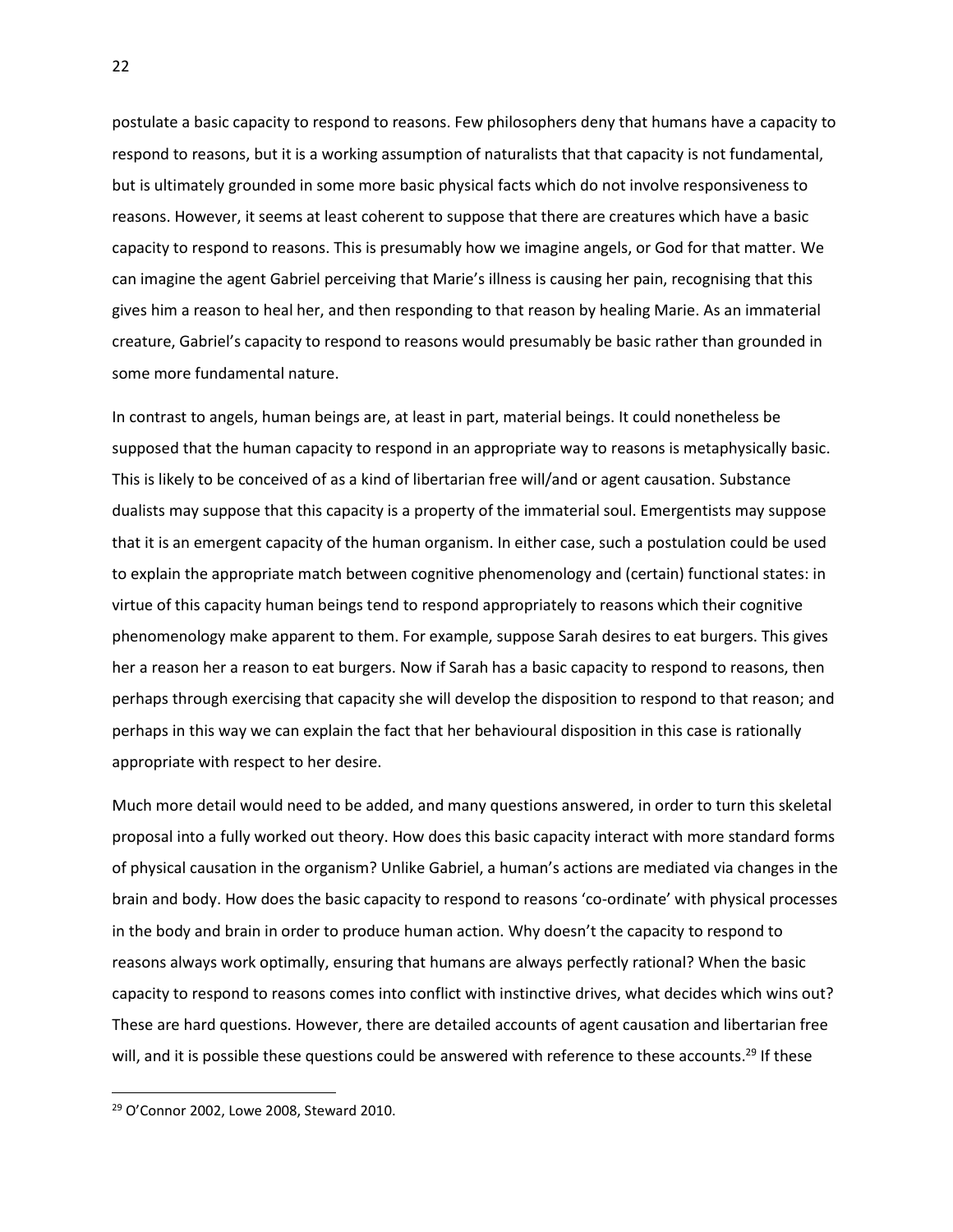postulate a basic capacity to respond to reasons. Few philosophers deny that humans have a capacity to respond to reasons, but it is a working assumption of naturalists that that capacity is not fundamental, but is ultimately grounded in some more basic physical facts which do not involve responsiveness to reasons. However, it seems at least coherent to suppose that there are creatures which have a basic capacity to respond to reasons. This is presumably how we imagine angels, or God for that matter. We can imagine the agent Gabriel perceiving that Marie's illness is causing her pain, recognising that this gives him a reason to heal her, and then responding to that reason by healing Marie. As an immaterial creature, Gabriel's capacity to respond to reasons would presumably be basic rather than grounded in some more fundamental nature.

In contrast to angels, human beings are, at least in part, material beings. It could nonetheless be supposed that the human capacity to respond in an appropriate way to reasons is metaphysically basic. This is likely to be conceived of as a kind of libertarian free will/and or agent causation. Substance dualists may suppose that this capacity is a property of the immaterial soul. Emergentists may suppose that it is an emergent capacity of the human organism. In either case, such a postulation could be used to explain the appropriate match between cognitive phenomenology and (certain) functional states: in virtue of this capacity human beings tend to respond appropriately to reasons which their cognitive phenomenology make apparent to them. For example, suppose Sarah desires to eat burgers. This gives her a reason her a reason to eat burgers. Now if Sarah has a basic capacity to respond to reasons, then perhaps through exercising that capacity she will develop the disposition to respond to that reason; and perhaps in this way we can explain the fact that her behavioural disposition in this case is rationally appropriate with respect to her desire.

Much more detail would need to be added, and many questions answered, in order to turn this skeletal proposal into a fully worked out theory. How does this basic capacity interact with more standard forms of physical causation in the organism? Unlike Gabriel, a human's actions are mediated via changes in the brain and body. How does the basic capacity to respond to reasons 'co-ordinate' with physical processes in the body and brain in order to produce human action. Why doesn't the capacity to respond to reasons always work optimally, ensuring that humans are always perfectly rational? When the basic capacity to respond to reasons comes into conflict with instinctive drives, what decides which wins out? These are hard questions. However, there are detailed accounts of agent causation and libertarian free will, and it is possible these questions could be answered with reference to these accounts.[29] If these

[29] O'Connor 2002, Lowe 2008, Steward 2010.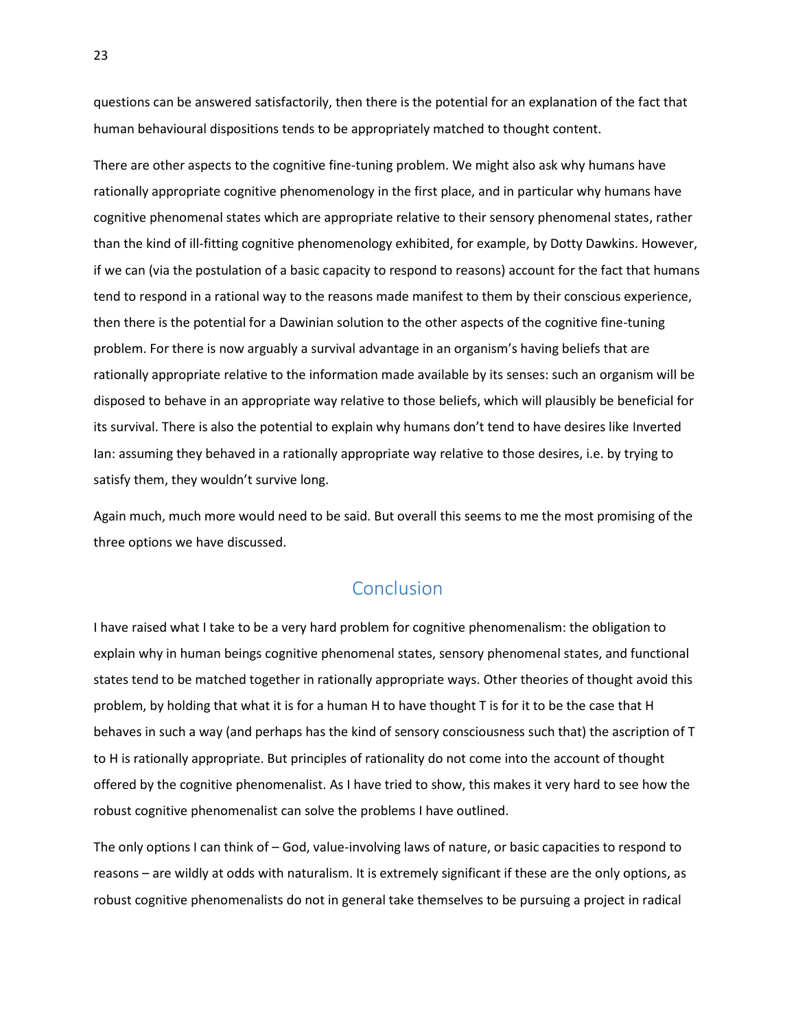questions can be answered satisfactorily, then there is the potential for an explanation of the fact that human behavioural dispositions tends to be appropriately matched to thought content.

There are other aspects to the cognitive fine-tuning problem. We might also ask why humans have rationally appropriate cognitive phenomenology in the first place, and in particular why humans have cognitive phenomenal states which are appropriate relative to their sensory phenomenal states, rather than the kind of ill-fitting cognitive phenomenology exhibited, for example, by Dotty Dawkins. However, if we can (via the postulation of a basic capacity to respond to reasons) account for the fact that humans tend to respond in a rational way to the reasons made manifest to them by their conscious experience, then there is the potential for a Dawinian solution to the other aspects of the cognitive fine-tuning problem. For there is now arguably a survival advantage in an organism's having beliefs that are rationally appropriate relative to the information made available by its senses: such an organism will be disposed to behave in an appropriate way relative to those beliefs, which will plausibly be beneficial for its survival. There is also the potential to explain why humans don't tend to have desires like Inverted Ian: assuming they behaved in a rationally appropriate way relative to those desires, i.e. by trying to satisfy them, they wouldn't survive long.

Again much, much more would need to be said. But overall this seems to me the most promising of the three options we have discussed.

## Conclusion

I have raised what I take to be a very hard problem for cognitive phenomenalism: the obligation to explain why in human beings cognitive phenomenal states, sensory phenomenal states, and functional states tend to be matched together in rationally appropriate ways. Other theories of thought avoid this problem, by holding that what it is for a human H to have thought T is for it to be the case that H behaves in such a way (and perhaps has the kind of sensory consciousness such that) the ascription of T to H is rationally appropriate. But principles of rationality do not come into the account of thought offered by the cognitive phenomenalist. As I have tried to show, this makes it very hard to see how the robust cognitive phenomenalist can solve the problems I have outlined.

The only options I can think of – God, value-involving laws of nature, or basic capacities to respond to reasons – are wildly at odds with naturalism. It is extremely significant if these are the only options, as robust cognitive phenomenalists do not in general take themselves to be pursuing a project in radical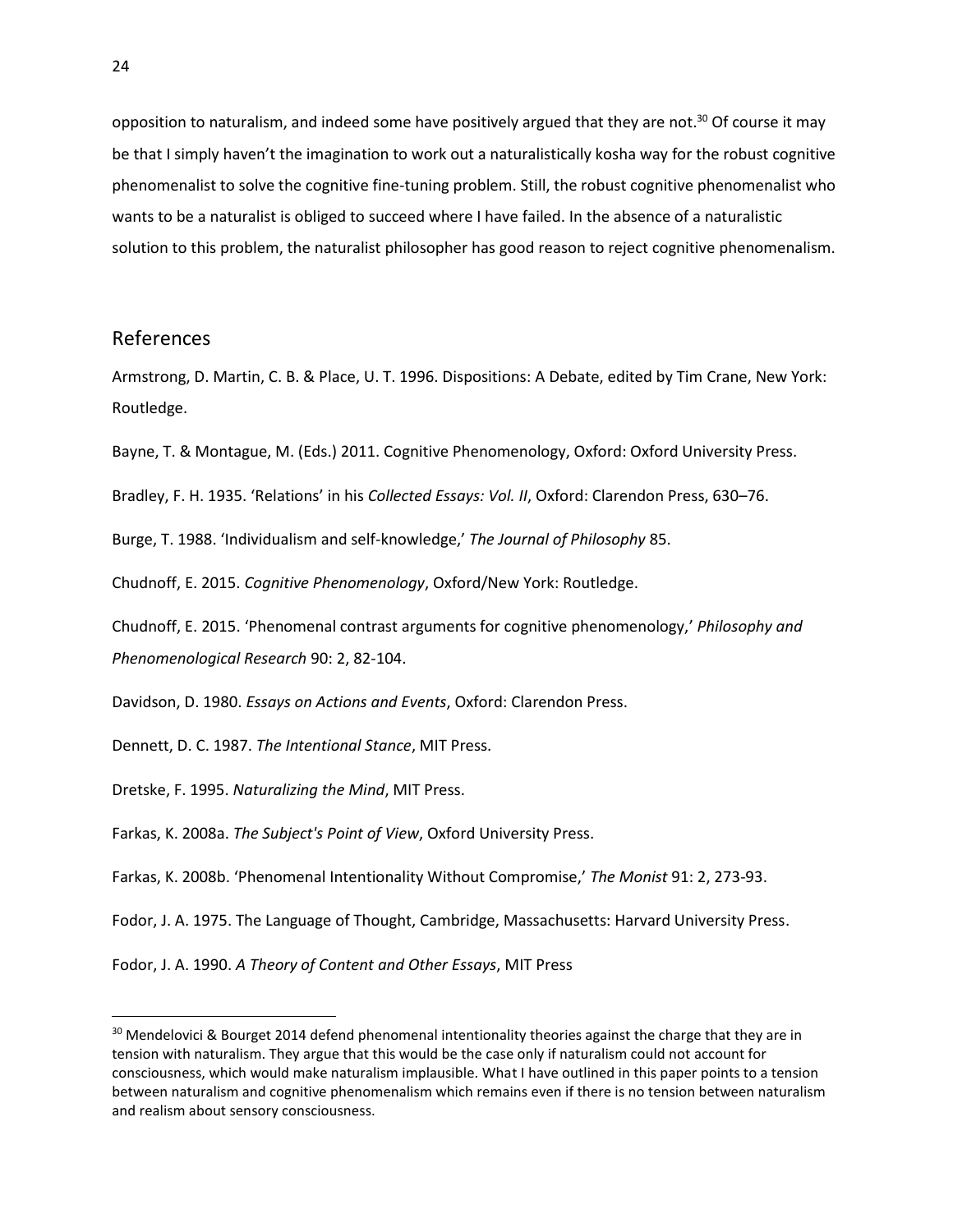opposition to naturalism, and indeed some have positively argued that they are not.[30] Of course it may be that I simply haven't the imagination to work out a naturalistically kosha way for the robust cognitive phenomenalist to solve the cognitive fine-tuning problem. Still, the robust cognitive phenomenalist who wants to be a naturalist is obliged to succeed where I have failed. In the absence of a naturalistic solution to this problem, the naturalist philosopher has good reason to reject cognitive phenomenalism.

## References

Armstrong, D. Martin, C. B. & Place, U. T. 1996. Dispositions: A Debate, edited by Tim Crane, New York: Routledge.

Bayne, T. & Montague, M. (Eds.) 2011. Cognitive Phenomenology, Oxford: Oxford University Press.

Bradley, F. H. 1935. 'Relations' in his *Collected Essays: Vol. II*, Oxford: Clarendon Press, 630–76.

Burge, T. 1988. 'Individualism and self-knowledge,' *The Journal of Philosophy* 85.

Chudnoff, E. 2015. *Cognitive Phenomenology*, Oxford/New York: Routledge.

Chudnoff, E. 2015. 'Phenomenal contrast arguments for cognitive phenomenology,' *Philosophy and Phenomenological Research* 90: 2, 82-104.

Davidson, D. 1980. *Essays on Actions and Events*, Oxford: Clarendon Press.

Dennett, D. C. 1987. *The Intentional Stance*, MIT Press.

Dretske, F. 1995. *Naturalizing the Mind*, MIT Press.

Farkas, K. 2008a. *The Subject's Point of View*, Oxford University Press.

Farkas, K. 2008b. 'Phenomenal Intentionality Without Compromise,' *The Monist* 91: 2, 273-93.

Fodor, J. A. 1975. The Language of Thought, Cambridge, Massachusetts: Harvard University Press.

Fodor, J. A. 1990. *A Theory of Content and Other Essays*, MIT Press

---

[30] Mendelovici & Bourget 2014 defend phenomenal intentionality theories against the charge that they are in tension with naturalism. They argue that this would be the case only if naturalism could not account for consciousness, which would make naturalism implausible. What I have outlined in this paper points to a tension between naturalism and cognitive phenomenalism which remains even if there is no tension between naturalism and realism about sensory consciousness.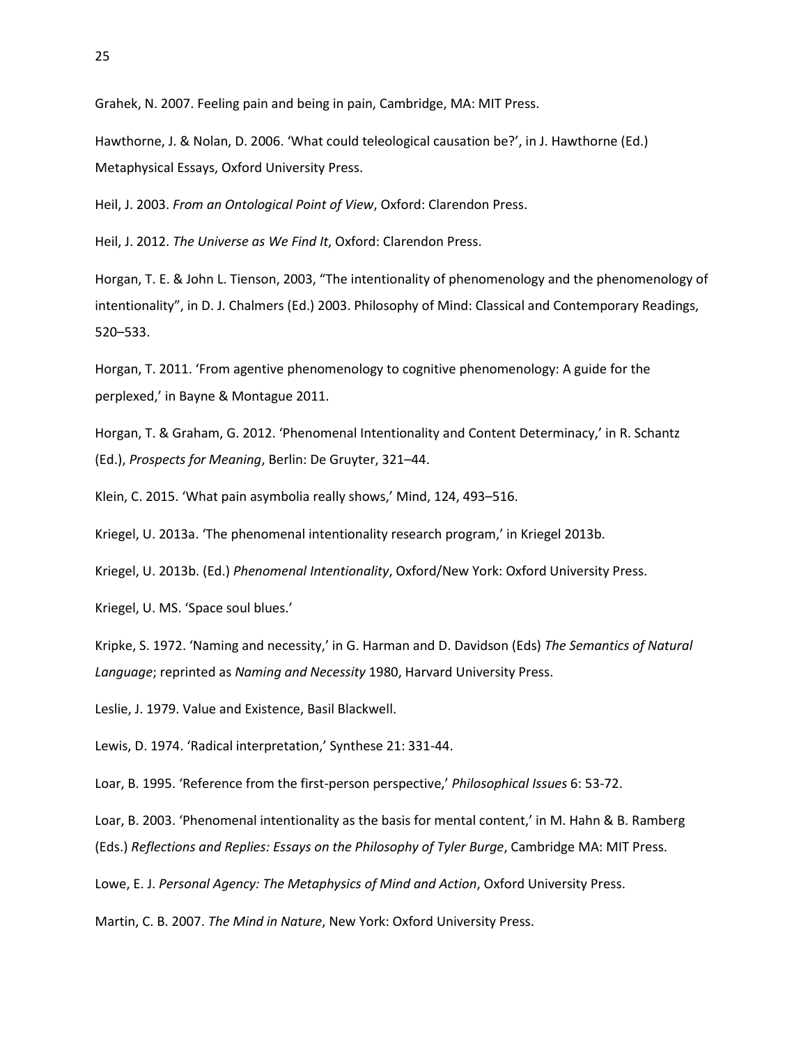Grahek, N. 2007. Feeling pain and being in pain, Cambridge, MA: MIT Press.

Hawthorne, J. & Nolan, D. 2006. 'What could teleological causation be?', in J. Hawthorne (Ed.) Metaphysical Essays, Oxford University Press.

Heil, J. 2003. *From an Ontological Point of View*, Oxford: Clarendon Press.

Heil, J. 2012. *The Universe as We Find It*, Oxford: Clarendon Press.

Horgan, T. E. & John L. Tienson, 2003, "The intentionality of phenomenology and the phenomenology of intentionality", in D. J. Chalmers (Ed.) 2003. Philosophy of Mind: Classical and Contemporary Readings, 520–533.

Horgan, T. 2011. 'From agentive phenomenology to cognitive phenomenology: A guide for the perplexed,' in Bayne & Montague 2011.

Horgan, T. & Graham, G. 2012. 'Phenomenal Intentionality and Content Determinacy,' in R. Schantz (Ed.), *Prospects for Meaning*, Berlin: De Gruyter, 321–44.

Klein, C. 2015. 'What pain asymbolia really shows,' Mind, 124, 493–516.

Kriegel, U. 2013a. 'The phenomenal intentionality research program,' in Kriegel 2013b.

Kriegel, U. 2013b. (Ed.) *Phenomenal Intentionality*, Oxford/New York: Oxford University Press.

Kriegel, U. MS. 'Space soul blues.'

Kripke, S. 1972. 'Naming and necessity,' in G. Harman and D. Davidson (Eds) *The Semantics of Natural Language*; reprinted as *Naming and Necessity* 1980, Harvard University Press.

Leslie, J. 1979. Value and Existence, Basil Blackwell.

Lewis, D. 1974. 'Radical interpretation,' Synthese 21: 331-44.

Loar, B. 1995. 'Reference from the first-person perspective,' *Philosophical Issues* 6: 53-72.

Loar, B. 2003. 'Phenomenal intentionality as the basis for mental content,' in M. Hahn & B. Ramberg (Eds.) *Reflections and Replies: Essays on the Philosophy of Tyler Burge*, Cambridge MA: MIT Press.

Lowe, E. J. *Personal Agency: The Metaphysics of Mind and Action*, Oxford University Press.

Martin, C. B. 2007. *The Mind in Nature*, New York: Oxford University Press.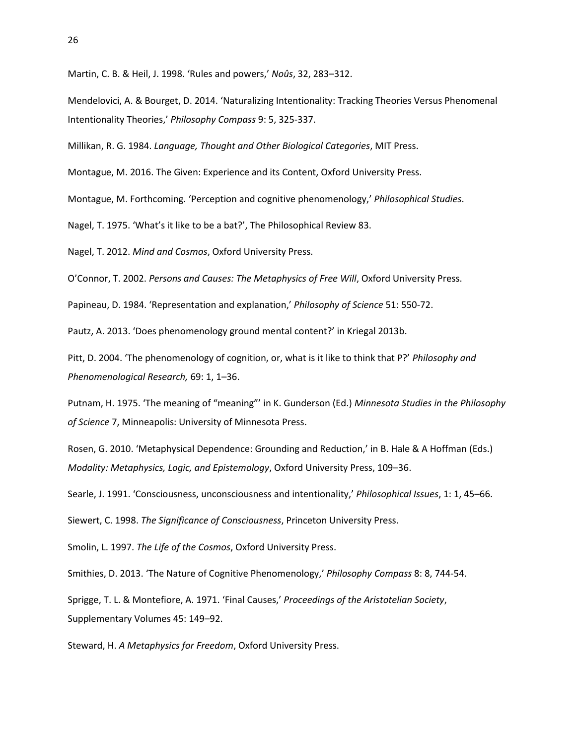Martin, C. B. & Heil, J. 1998. 'Rules and powers,' *Noûs*, 32, 283–312.

Mendelovici, A. & Bourget, D. 2014. 'Naturalizing Intentionality: Tracking Theories Versus Phenomenal Intentionality Theories,' *Philosophy Compass* 9: 5, 325-337.

Millikan, R. G. 1984. *Language, Thought and Other Biological Categories*, MIT Press.

Montague, M. 2016. The Given: Experience and its Content, Oxford University Press.

Montague, M. Forthcoming. 'Perception and cognitive phenomenology,' *Philosophical Studies*.

Nagel, T. 1975. 'What's it like to be a bat?', The Philosophical Review 83.

Nagel, T. 2012. *Mind and Cosmos*, Oxford University Press.

O'Connor, T. 2002. *Persons and Causes: The Metaphysics of Free Will*, Oxford University Press.

Papineau, D. 1984. 'Representation and explanation,' *Philosophy of Science* 51: 550-72.

Pautz, A. 2013. 'Does phenomenology ground mental content?' in Kriegal 2013b.

Pitt, D. 2004. 'The phenomenology of cognition, or, what is it like to think that P?' *Philosophy and Phenomenological Research,* 69: 1, 1–36.

Putnam, H. 1975. 'The meaning of "meaning"' in K. Gunderson (Ed.) *Minnesota Studies in the Philosophy of Science* 7, Minneapolis: University of Minnesota Press.

Rosen, G. 2010. 'Metaphysical Dependence: Grounding and Reduction,' in B. Hale & A Hoffman (Eds.) *Modality: Metaphysics, Logic, and Epistemology*, Oxford University Press, 109–36.

Searle, J. 1991. 'Consciousness, unconsciousness and intentionality,' *Philosophical Issues*, 1: 1, 45–66.

Siewert, C. 1998. *The Significance of Consciousness*, Princeton University Press.

Smolin, L. 1997. *The Life of the Cosmos*, Oxford University Press.

Smithies, D. 2013. 'The Nature of Cognitive Phenomenology,' *Philosophy Compass* 8: 8, 744-54.

Sprigge, T. L. & Montefiore, A. 1971. 'Final Causes,' *Proceedings of the Aristotelian Society*, Supplementary Volumes 45: 149–92.

Steward, H. *A Metaphysics for Freedom*, Oxford University Press.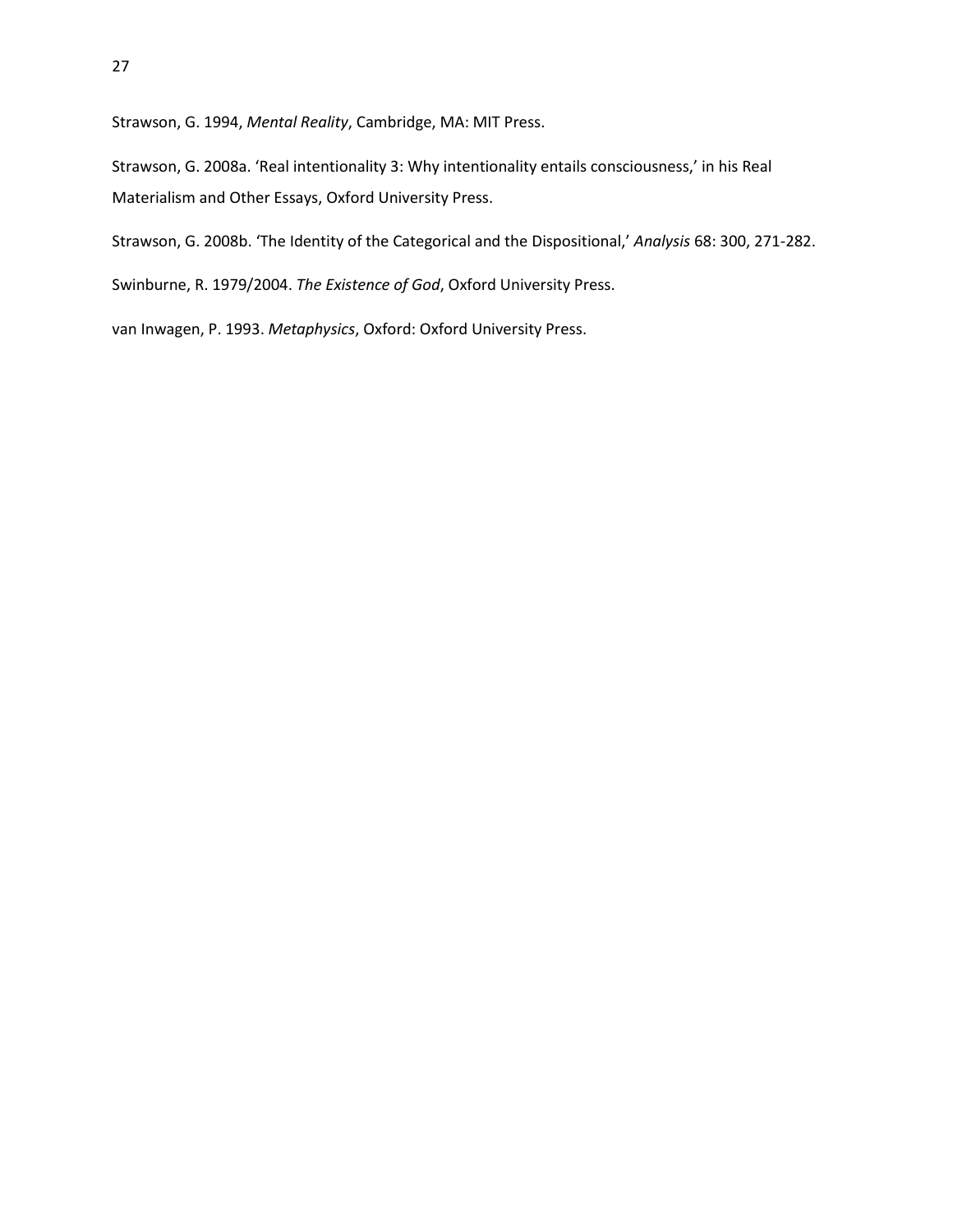Strawson, G. 1994, *Mental Reality*, Cambridge, MA: MIT Press.

Strawson, G. 2008a. 'Real intentionality 3: Why intentionality entails consciousness,' in his Real Materialism and Other Essays, Oxford University Press.

Strawson, G. 2008b. 'The Identity of the Categorical and the Dispositional,' *Analysis* 68: 300, 271-282.

Swinburne, R. 1979/2004. *The Existence of God*, Oxford University Press.

van Inwagen, P. 1993. *Metaphysics*, Oxford: Oxford University Press.